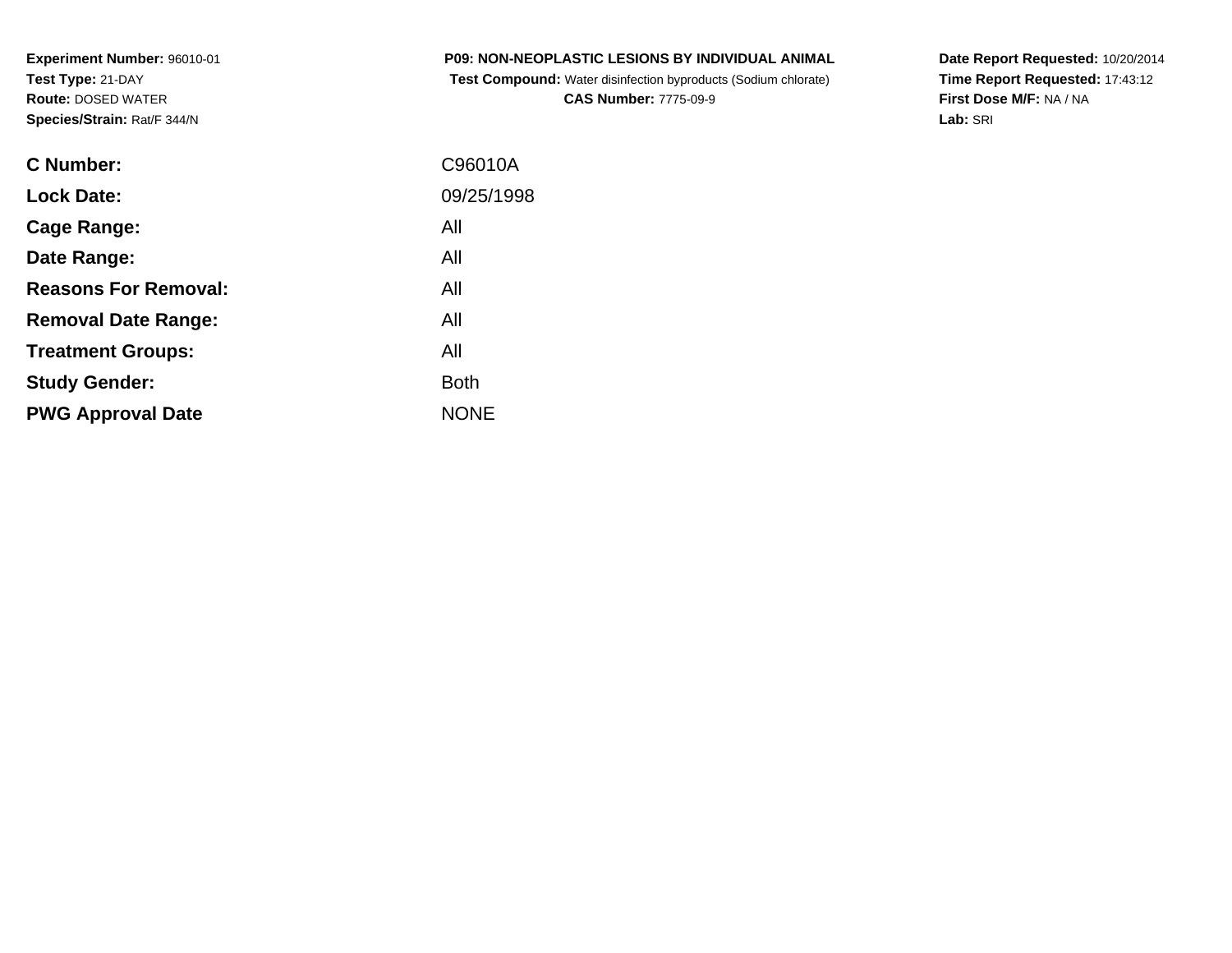**Experiment Number:** 96010-01
**Test Type:** 21-DAY
**Route:** DOSED WATER
**Species/Strain:** Rat/F 344/N

**P09: NON-NEOPLASTIC LESIONS BY INDIVIDUAL ANIMAL**
**Test Compound:** Water disinfection byproducts (Sodium chlorate)
**CAS Number:** 7775-09-9

**Date Report Requested:** 10/20/2014
**Time Report Requested:** 17:43:12
**First Dose M/F:** NA / NA
**Lab:** SRI

| | |
|---|---|
| **C Number:** | C96010A |
| **Lock Date:** | 09/25/1998 |
| **Cage Range:** | All |
| **Date Range:** | All |
| **Reasons For Removal:** | All |
| **Removal Date Range:** | All |
| **Treatment Groups:** | All |
| **Study Gender:** | Both |
| **PWG Approval Date** | NONE |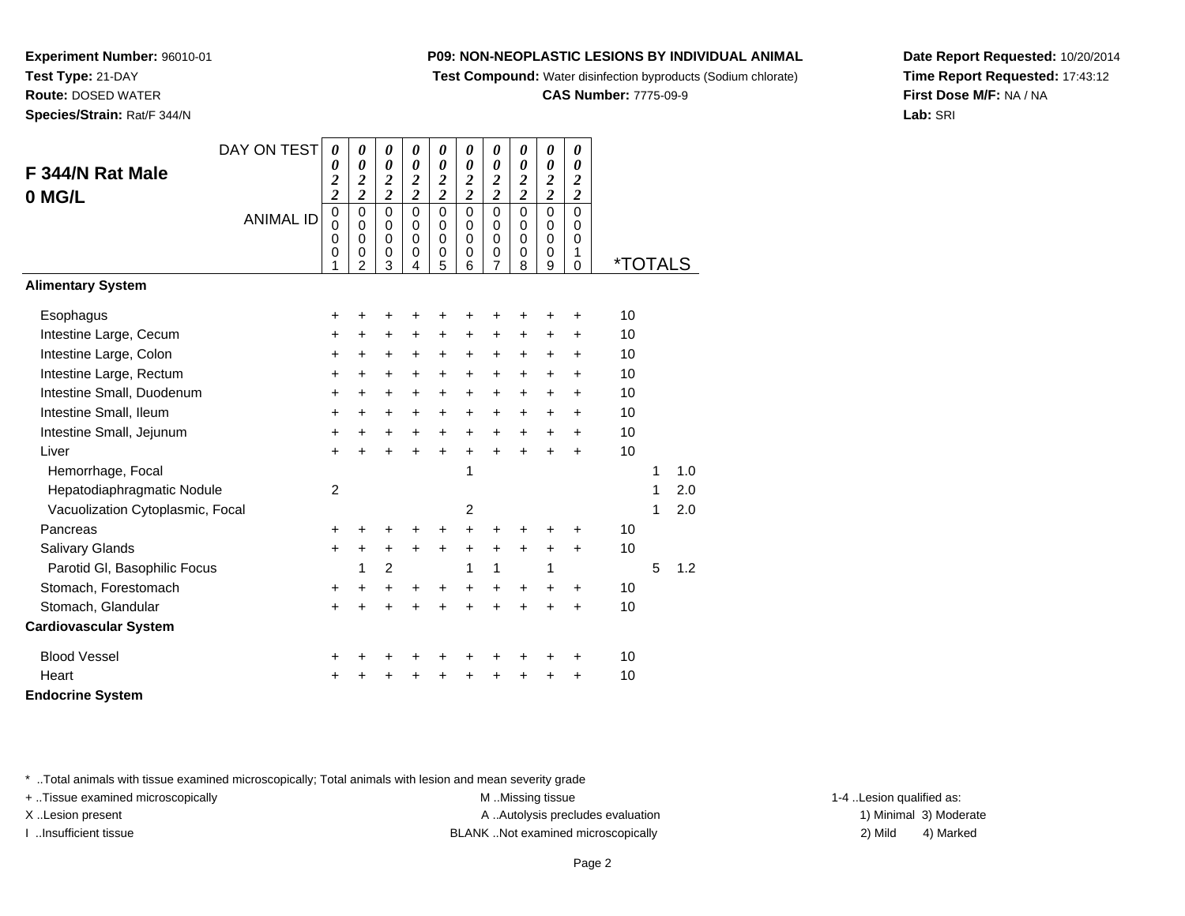**Experiment Number:** 96010-01
**Test Type:** 21-DAY
**Route:** DOSED WATER
**Species/Strain:** Rat/F 344/N

**P09: NON-NEOPLASTIC LESIONS BY INDIVIDUAL ANIMAL**
**Test Compound:** Water disinfection byproducts (Sodium chlorate)
**CAS Number:** 7775-09-9

**Date Report Requested:** 10/20/2014
**Time Report Requested:** 17:43:12
**First Dose M/F:** NA / NA
**Lab:** SRI

## F 344/N Rat Male 0 MG/L

| DAY ON TEST | 0022 | 0022 | 0022 | 0022 | 0022 | 0022 | 0022 | 0022 | 0022 | 0022 | | | |
|---|---|---|---|---|---|---|---|---|---|---|---|---|---|
| ANIMAL ID | 00001 | 00002 | 00003 | 00004 | 00005 | 00006 | 00007 | 00008 | 00009 | 00010 | *TOTALS | | |
| **Alimentary System** | | | | | | | | | | | | | |
| Esophagus | + | + | + | + | + | + | + | + | + | + | 10 | | |
| Intestine Large, Cecum | + | + | + | + | + | + | + | + | + | + | 10 | | |
| Intestine Large, Colon | + | + | + | + | + | + | + | + | + | + | 10 | | |
| Intestine Large, Rectum | + | + | + | + | + | + | + | + | + | + | 10 | | |
| Intestine Small, Duodenum | + | + | + | + | + | + | + | + | + | + | 10 | | |
| Intestine Small, Ileum | + | + | + | + | + | + | + | + | + | + | 10 | | |
| Intestine Small, Jejunum | + | + | + | + | + | + | + | + | + | + | 10 | | |
| Liver | + | + | + | + | + | + | + | + | + | + | 10 | | |
| Hemorrhage, Focal | | | | | | 1 | | | | | | 1 | 1.0 |
| Hepatodiaphragmatic Nodule | 2 | | | | | | | | | | | 1 | 2.0 |
| Vacuolization Cytoplasmic, Focal | | | | | | 2 | | | | | | 1 | 2.0 |
| Pancreas | + | + | + | + | + | + | + | + | + | + | 10 | | |
| Salivary Glands | + | + | + | + | + | + | + | + | + | + | 10 | | |
| Parotid Gl, Basophilic Focus | | 1 | 2 | | | 1 | 1 | | 1 | | | 5 | 1.2 |
| Stomach, Forestomach | + | + | + | + | + | + | + | + | + | + | 10 | | |
| Stomach, Glandular | + | + | + | + | + | + | + | + | + | + | 10 | | |
| **Cardiovascular System** | | | | | | | | | | | | | |
| Blood Vessel | + | + | + | + | + | + | + | + | + | + | 10 | | |
| Heart | + | + | + | + | + | + | + | + | + | + | 10 | | |
| **Endocrine System** | | | | | | | | | | | | | |

* ..Total animals with tissue examined microscopically; Total animals with lesion and mean severity grade
+ ..Tissue examined microscopically
X ..Lesion present
I ..Insufficient tissue
M ..Missing tissue
A ..Autolysis precludes evaluation
BLANK ..Not examined microscopically
1-4 ..Lesion qualified as:
1) Minimal 2) Mild 3) Moderate 4) Marked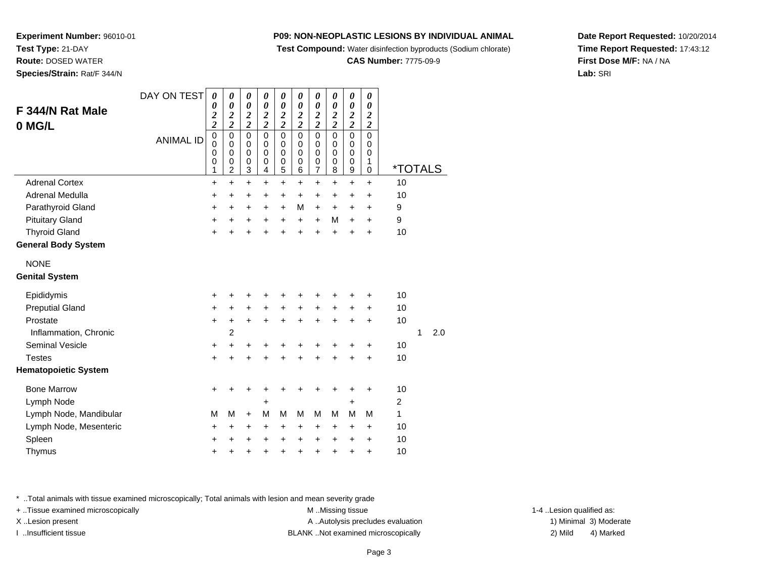**Experiment Number:** 96010-01
**Test Type:** 21-DAY
**Route:** DOSED WATER
**Species/Strain:** Rat/F 344/N

**P09: NON-NEOPLASTIC LESIONS BY INDIVIDUAL ANIMAL**
**Test Compound:** Water disinfection byproducts (Sodium chlorate)
**CAS Number:** 7775-09-9

**Date Report Requested:** 10/20/2014
**Time Report Requested:** 17:43:12
**First Dose M/F:** NA / NA
**Lab:** SRI

## F 344/N Rat Male 0 MG/L

| DAY ON TEST | 0022 | 0022 | 0022 | 0022 | 0022 | 0022 | 0022 | 0022 | 0022 | 0022 | | | |
|---|---|---|---|---|---|---|---|---|---|---|---|---|---|
| ANIMAL ID | 00001 | 00002 | 00003 | 00004 | 00005 | 00006 | 00007 | 00008 | 00009 | 00010 | *TOTALS | | |
| Adrenal Cortex | + | + | + | + | + | + | + | + | + | + | 10 | | |
| Adrenal Medulla | + | + | + | + | + | + | + | + | + | + | 10 | | |
| Parathyroid Gland | + | + | + | + | + | M | + | + | + | + | 9 | | |
| Pituitary Gland | + | + | + | + | + | + | + | M | + | + | 9 | | |
| Thyroid Gland | + | + | + | + | + | + | + | + | + | + | 10 | | |
| **General Body System** | | | | | | | | | | | | | |
| NONE | | | | | | | | | | | | | |
| **Genital System** | | | | | | | | | | | | | |
| Epididymis | + | + | + | + | + | + | + | + | + | + | 10 | | |
| Preputial Gland | + | + | + | + | + | + | + | + | + | + | 10 | | |
| Prostate | + | + | + | + | + | + | + | + | + | + | 10 | | |
| Inflammation, Chronic | | 2 | | | | | | | | | | 1 | 2.0 |
| Seminal Vesicle | + | + | + | + | + | + | + | + | + | + | 10 | | |
| Testes | + | + | + | + | + | + | + | + | + | + | 10 | | |
| **Hematopoietic System** | | | | | | | | | | | | | |
| Bone Marrow | + | + | + | + | + | + | + | + | + | + | 10 | | |
| Lymph Node | | | | + | | | | | + | | 2 | | |
| Lymph Node, Mandibular | M | M | + | M | M | M | M | M | M | M | 1 | | |
| Lymph Node, Mesenteric | + | + | + | + | + | + | + | + | + | + | 10 | | |
| Spleen | + | + | + | + | + | + | + | + | + | + | 10 | | |
| Thymus | + | + | + | + | + | + | + | + | + | + | 10 | | |

* ..Total animals with tissue examined microscopically; Total animals with lesion and mean severity grade
+ ..Tissue examined microscopically
X ..Lesion present
I ..Insufficient tissue
M ..Missing tissue
A ..Autolysis precludes evaluation
BLANK ..Not examined microscopically
1-4 ..Lesion qualified as:
1) Minimal 3) Moderate
2) Mild 4) Marked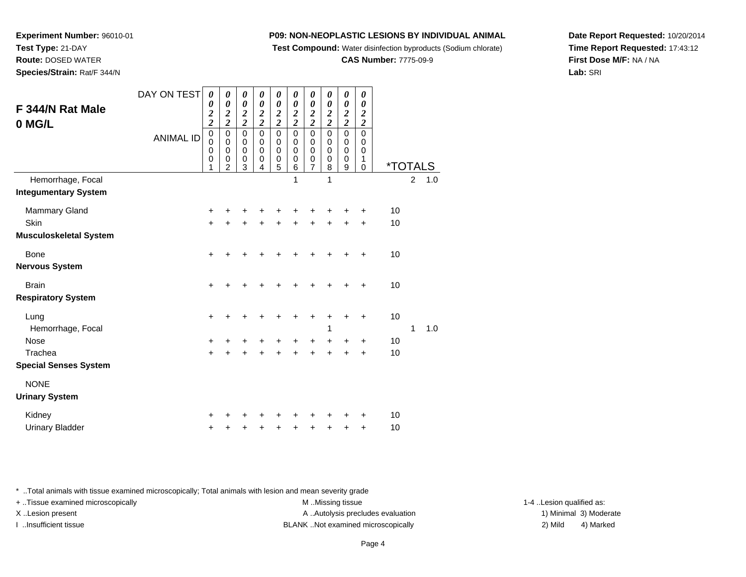**Experiment Number:** 96010-01
**Test Type:** 21-DAY
**Route:** DOSED WATER
**Species/Strain:** Rat/F 344/N

**P09: NON-NEOPLASTIC LESIONS BY INDIVIDUAL ANIMAL**
**Test Compound:** Water disinfection byproducts (Sodium chlorate)
**CAS Number:** 7775-09-9

**Date Report Requested:** 10/20/2014
**Time Report Requested:** 17:43:12
**First Dose M/F:** NA / NA
**Lab:** SRI

## F 344/N Rat Male 0 MG/L

| DAY ON TEST | 0022 | 0022 | 0022 | 0022 | 0022 | 0022 | 0022 | 0022 | 0022 | 0022 | | | |
|---|---|---|---|---|---|---|---|---|---|---|---|---|---|
| ANIMAL ID | 00001 | 00002 | 00003 | 00004 | 00005 | 00006 | 00007 | 00008 | 00009 | 00010 | *TOTALS | | |
| Hemorrhage, Focal | | | | | | 1 | | 1 | | | | 2 | 1.0 |
| **Integumentary System** | | | | | | | | | | | | | |
| Mammary Gland | + | + | + | + | + | + | + | + | + | + | 10 | | |
| Skin | + | + | + | + | + | + | + | + | + | + | 10 | | |
| **Musculoskeletal System** | | | | | | | | | | | | | |
| Bone | + | + | + | + | + | + | + | + | + | + | 10 | | |
| **Nervous System** | | | | | | | | | | | | | |
| Brain | + | + | + | + | + | + | + | + | + | + | 10 | | |
| **Respiratory System** | | | | | | | | | | | | | |
| Lung | + | + | + | + | + | + | + | + | + | + | 10 | | |
| Hemorrhage, Focal | | | | | | | | 1 | | | | 1 | 1.0 |
| Nose | + | + | + | + | + | + | + | + | + | + | 10 | | |
| Trachea | + | + | + | + | + | + | + | + | + | + | 10 | | |
| **Special Senses System** | | | | | | | | | | | | | |
| NONE | | | | | | | | | | | | | |
| **Urinary System** | | | | | | | | | | | | | |
| Kidney | + | + | + | + | + | + | + | + | + | + | 10 | | |
| Urinary Bladder | + | + | + | + | + | + | + | + | + | + | 10 | | |

* ..Total animals with tissue examined microscopically; Total animals with lesion and mean severity grade
+ ..Tissue examined microscopically
X ..Lesion present
I ..Insufficient tissue
M ..Missing tissue
A ..Autolysis precludes evaluation
BLANK ..Not examined microscopically
1-4 ..Lesion qualified as:
1) Minimal 2) Mild 3) Moderate 4) Marked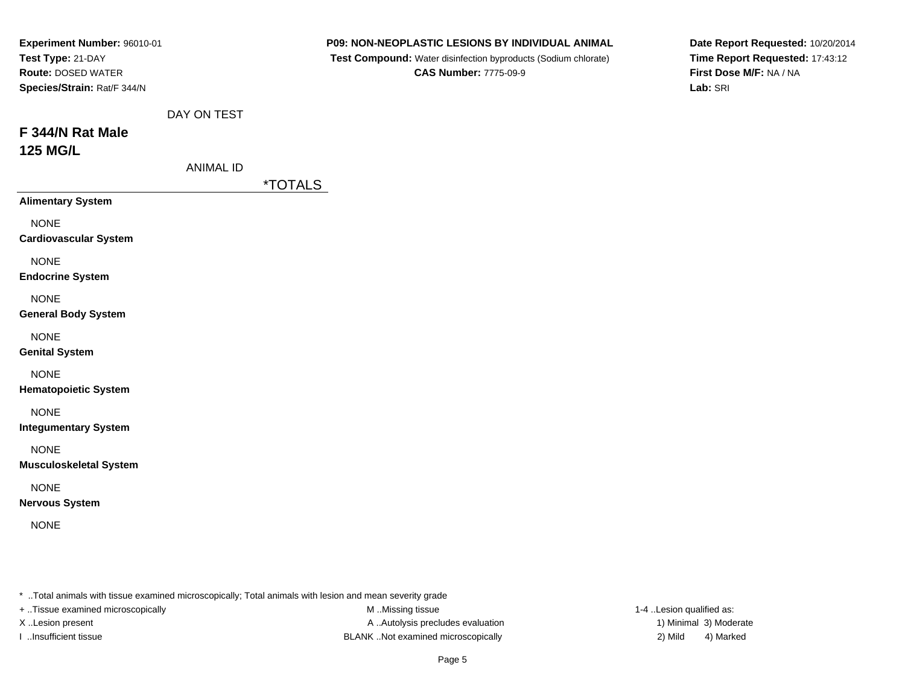**Experiment Number:** 96010-01
**Test Type:** 21-DAY
**Route:** DOSED WATER
**Species/Strain:** Rat/F 344/N

**P09: NON-NEOPLASTIC LESIONS BY INDIVIDUAL ANIMAL**
**Test Compound:** Water disinfection byproducts (Sodium chlorate)
**CAS Number:** 7775-09-9

**Date Report Requested:** 10/20/2014
**Time Report Requested:** 17:43:12
**First Dose M/F:** NA / NA
**Lab:** SRI

DAY ON TEST

## F 344/N Rat Male
## 125 MG/L

ANIMAL ID

| | *TOTALS |
|---|---|
| **Alimentary System** | |
| NONE | |
| **Cardiovascular System** | |
| NONE | |
| **Endocrine System** | |
| NONE | |
| **General Body System** | |
| NONE | |
| **Genital System** | |
| NONE | |
| **Hematopoietic System** | |
| NONE | |
| **Integumentary System** | |
| NONE | |
| **Musculoskeletal System** | |
| NONE | |
| **Nervous System** | |
| NONE | |

* ..Total animals with tissue examined microscopically; Total animals with lesion and mean severity grade

+ ..Tissue examined microscopically
X ..Lesion present
I ..Insufficient tissue

M ..Missing tissue
A ..Autolysis precludes evaluation
BLANK ..Not examined microscopically

1-4 ..Lesion qualified as:
1) Minimal 3) Moderate
2) Mild 4) Marked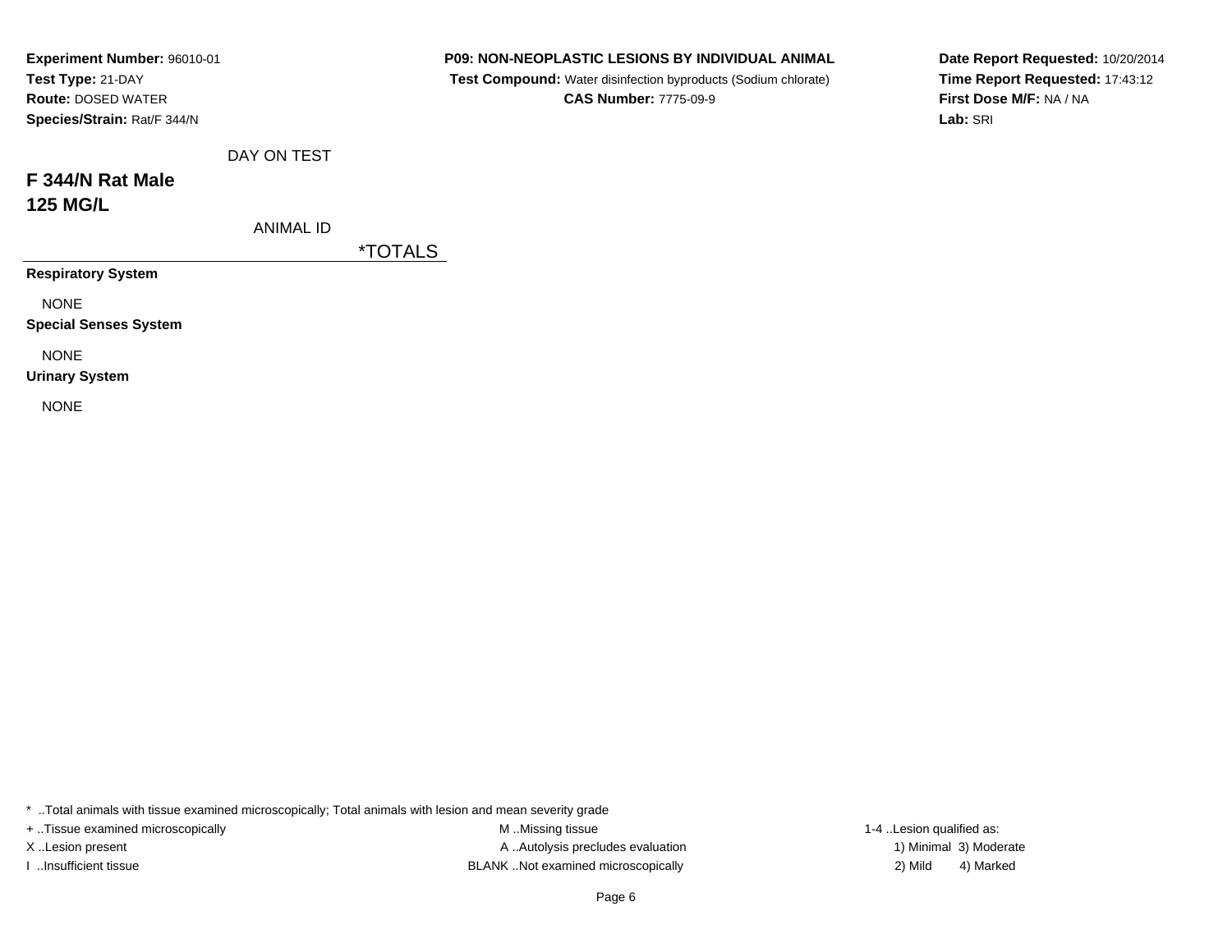**Experiment Number:** 96010-01
**Test Type:** 21-DAY
**Route:** DOSED WATER
**Species/Strain:** Rat/F 344/N

**P09: NON-NEOPLASTIC LESIONS BY INDIVIDUAL ANIMAL**
**Test Compound:** Water disinfection byproducts (Sodium chlorate)
**CAS Number:** 7775-09-9

**Date Report Requested:** 10/20/2014
**Time Report Requested:** 17:43:12
**First Dose M/F:** NA / NA
**Lab:** SRI

DAY ON TEST

## F 344/N Rat Male
## 125 MG/L

ANIMAL ID

*TOTALS

**Respiratory System**

NONE

**Special Senses System**

NONE

**Urinary System**

NONE

* ..Total animals with tissue examined microscopically; Total animals with lesion and mean severity grade
+ ..Tissue examined microscopically
X ..Lesion present
I ..Insufficient tissue
M ..Missing tissue
A ..Autolysis precludes evaluation
BLANK ..Not examined microscopically
1-4 ..Lesion qualified as:
1) Minimal 3) Moderate
2) Mild 4) Marked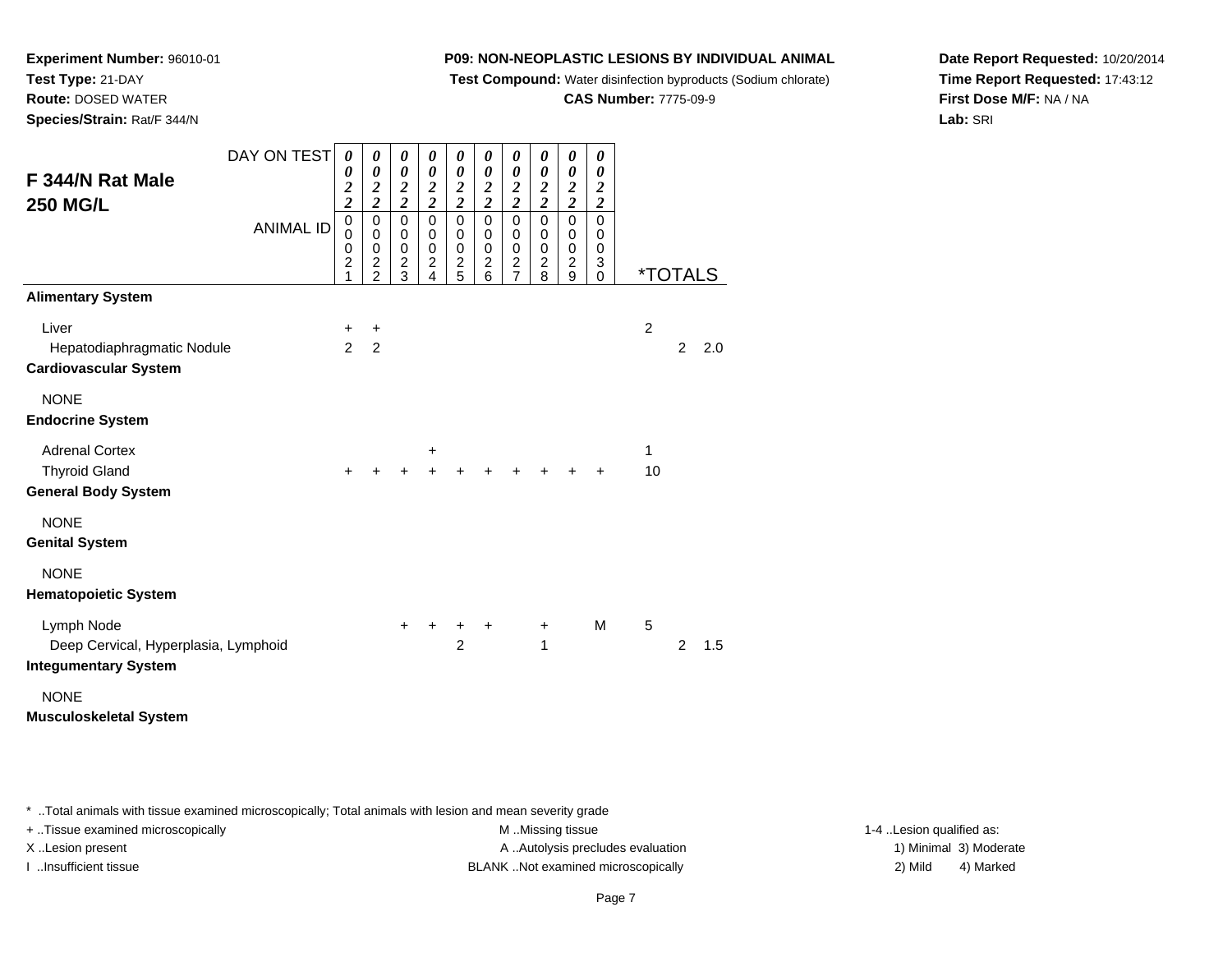**Experiment Number:** 96010-01
**Test Type:** 21-DAY
**Route:** DOSED WATER
**Species/Strain:** Rat/F 344/N

**P09: NON-NEOPLASTIC LESIONS BY INDIVIDUAL ANIMAL**
**Test Compound:** Water disinfection byproducts (Sodium chlorate)
**CAS Number:** 7775-09-9

**Date Report Requested:** 10/20/2014
**Time Report Requested:** 17:43:12
**First Dose M/F:** NA / NA
**Lab:** SRI

## F 344/N Rat Male 250 MG/L

| DAY ON TEST | 0022 | 0022 | 0022 | 0022 | 0022 | 0022 | 0022 | 0022 | 0022 | 0022 | *TOTALS | | |
|---|---|---|---|---|---|---|---|---|---|---|---|---|---|
| ANIMAL ID | 00021 | 00022 | 00023 | 00024 | 00025 | 00026 | 00027 | 00028 | 00029 | 00030 | | | |
| **Alimentary System** | | | | | | | | | | | | | |
| Liver | + | + | | | | | | | | | 2 | | |
| Hepatodiaphragmatic Nodule | 2 | 2 | | | | | | | | | | 2 | 2.0 |
| **Cardiovascular System** | | | | | | | | | | | | | |
| NONE | | | | | | | | | | | | | |
| **Endocrine System** | | | | | | | | | | | | | |
| Adrenal Cortex | | | | + | | | | | | | 1 | | |
| Thyroid Gland | + | + | + | + | + | + | + | + | + | + | 10 | | |
| **General Body System** | | | | | | | | | | | | | |
| NONE | | | | | | | | | | | | | |
| **Genital System** | | | | | | | | | | | | | |
| NONE | | | | | | | | | | | | | |
| **Hematopoietic System** | | | | | | | | | | | | | |
| Lymph Node | | | + | + | + | + | | + | | M | 5 | | |
| Deep Cervical, Hyperplasia, Lymphoid | | | | | 2 | | | 1 | | | | 2 | 1.5 |
| **Integumentary System** | | | | | | | | | | | | | |
| NONE | | | | | | | | | | | | | |
| **Musculoskeletal System** | | | | | | | | | | | | | |

\* ..Total animals with tissue examined microscopically; Total animals with lesion and mean severity grade
+ ..Tissue examined microscopically
X ..Lesion present
I ..Insufficient tissue
M ..Missing tissue
A ..Autolysis precludes evaluation
BLANK ..Not examined microscopically
1-4 ..Lesion qualified as:
1) Minimal 3) Moderate
2) Mild 4) Marked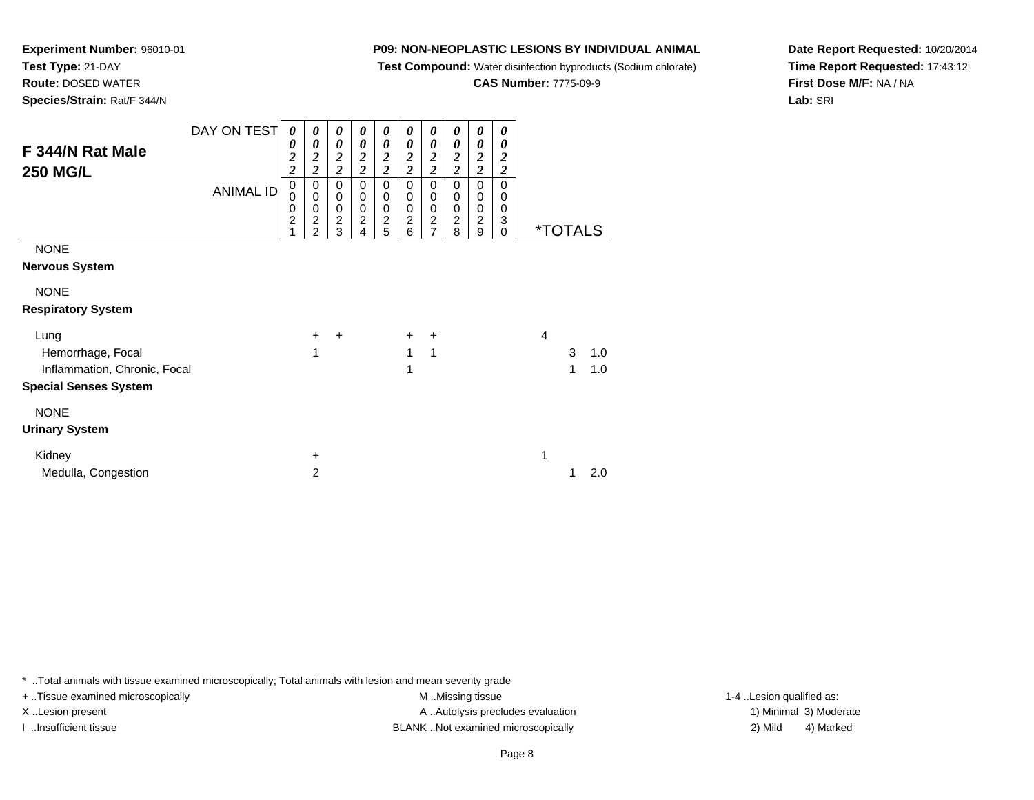**Experiment Number:** 96010-01
**Test Type:** 21-DAY
**Route:** DOSED WATER
**Species/Strain:** Rat/F 344/N

**P09: NON-NEOPLASTIC LESIONS BY INDIVIDUAL ANIMAL**
**Test Compound:** Water disinfection byproducts (Sodium chlorate)
**CAS Number:** 7775-09-9

**Date Report Requested:** 10/20/2014
**Time Report Requested:** 17:43:12
**First Dose M/F:** NA / NA
**Lab:** SRI

## F 344/N Rat Male 250 MG/L

| DAY ON TEST | 0022 | 0022 | 0022 | 0022 | 0022 | 0022 | 0022 | 0022 | 0022 | 0022 | | |
|---|---|---|---|---|---|---|---|---|---|---|---|---|
| ANIMAL ID | 00021 | 00022 | 00023 | 00024 | 00025 | 00026 | 00027 | 00028 | 00029 | 00030 | *TOTALS | |
| NONE | | | | | | | | | | | | |
| **Nervous System** | | | | | | | | | | | | |
| NONE | | | | | | | | | | | | |
| **Respiratory System** | | | | | | | | | | | | |
| Lung | | + | + | | | + | + | | | | 4 | |
| Hemorrhage, Focal | | 1 | | | | 1 | 1 | | | | 3 | 1.0 |
| Inflammation, Chronic, Focal | | | | | | 1 | | | | | 1 | 1.0 |
| **Special Senses System** | | | | | | | | | | | | |
| NONE | | | | | | | | | | | | |
| **Urinary System** | | | | | | | | | | | | |
| Kidney | | + | | | | | | | | | 1 | |
| Medulla, Congestion | | 2 | | | | | | | | | 1 | 2.0 |

\* ..Total animals with tissue examined microscopically; Total animals with lesion and mean severity grade
+ ..Tissue examined microscopically
X ..Lesion present
I ..Insufficient tissue
M ..Missing tissue
A ..Autolysis precludes evaluation
BLANK ..Not examined microscopically
1-4 ..Lesion qualified as:
1) Minimal 3) Moderate
2) Mild 4) Marked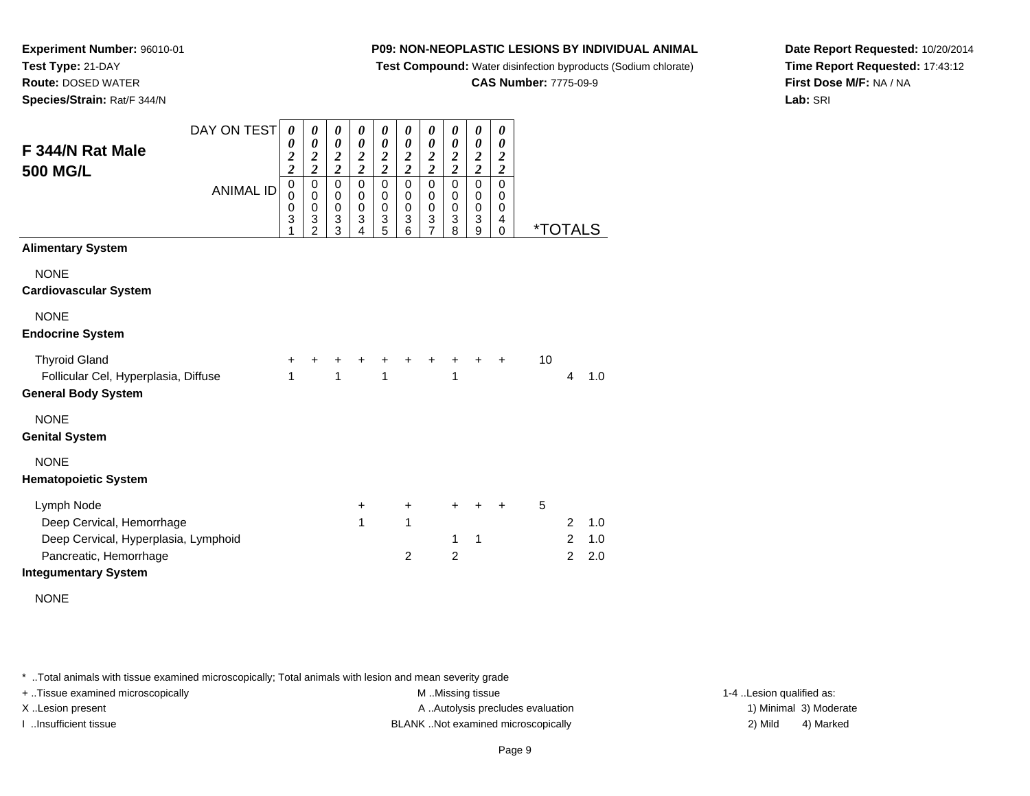**Experiment Number:** 96010-01
**Test Type:** 21-DAY
**Route:** DOSED WATER
**Species/Strain:** Rat/F 344/N

**P09: NON-NEOPLASTIC LESIONS BY INDIVIDUAL ANIMAL**
**Test Compound:** Water disinfection byproducts (Sodium chlorate)
**CAS Number:** 7775-09-9

**Date Report Requested:** 10/20/2014
**Time Report Requested:** 17:43:12
**First Dose M/F:** NA / NA
**Lab:** SRI

## F 344/N Rat Male 500 MG/L

| DAY ON TEST | 0022 | 0022 | 0022 | 0022 | 0022 | 0022 | 0022 | 0022 | 0022 | 0022 | | | |
|---|---|---|---|---|---|---|---|---|---|---|---|---|---|
| ANIMAL ID | 00031 | 00032 | 00033 | 00034 | 00035 | 00036 | 00037 | 00038 | 00039 | 00040 | *TOTALS | | |
| **Alimentary System** | | | | | | | | | | | | | |
| NONE | | | | | | | | | | | | | |
| **Cardiovascular System** | | | | | | | | | | | | | |
| NONE | | | | | | | | | | | | | |
| **Endocrine System** | | | | | | | | | | | | | |
| Thyroid Gland | + | + | + | + | + | + | + | + | + | + | 10 | | |
| Follicular Cel, Hyperplasia, Diffuse | 1 | | 1 | | 1 | | | 1 | | | | 4 | 1.0 |
| **General Body System** | | | | | | | | | | | | | |
| NONE | | | | | | | | | | | | | |
| **Genital System** | | | | | | | | | | | | | |
| NONE | | | | | | | | | | | | | |
| **Hematopoietic System** | | | | | | | | | | | | | |
| Lymph Node | | | | + | | + | | + | + | + | 5 | | |
| Deep Cervical, Hemorrhage | | | | 1 | | 1 | | | | | | 2 | 1.0 |
| Deep Cervical, Hyperplasia, Lymphoid | | | | | | | | 1 | 1 | | | 2 | 1.0 |
| Pancreatic, Hemorrhage | | | | | | 2 | | 2 | | | | 2 | 2.0 |
| **Integumentary System** | | | | | | | | | | | | | |
| NONE | | | | | | | | | | | | | |

* ..Total animals with tissue examined microscopically; Total animals with lesion and mean severity grade
+ ..Tissue examined microscopically
X ..Lesion present
I ..Insufficient tissue
M ..Missing tissue
A ..Autolysis precludes evaluation
BLANK ..Not examined microscopically
1-4 ..Lesion qualified as:
1) Minimal 3) Moderate
2) Mild 4) Marked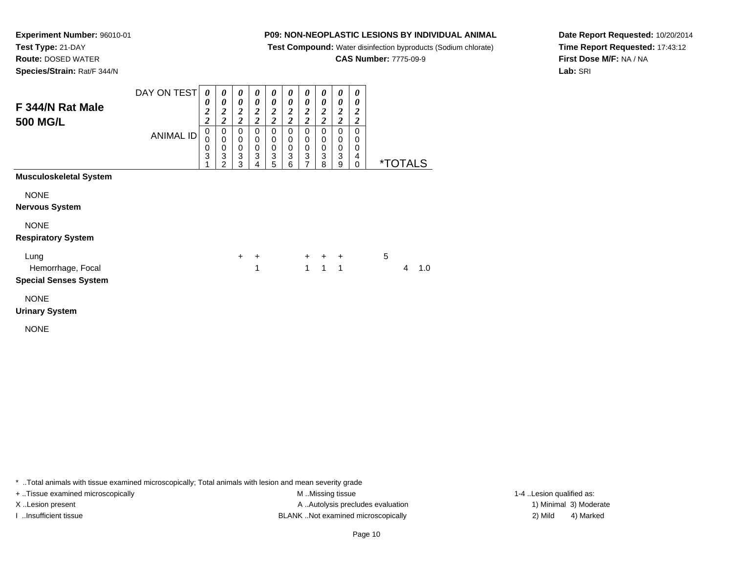**Experiment Number:** 96010-01
**Test Type:** 21-DAY
**Route:** DOSED WATER
**Species/Strain:** Rat/F 344/N

**P09: NON-NEOPLASTIC LESIONS BY INDIVIDUAL ANIMAL**
**Test Compound:** Water disinfection byproducts (Sodium chlorate)
**CAS Number:** 7775-09-9

**Date Report Requested:** 10/20/2014
**Time Report Requested:** 17:43:12
**First Dose M/F:** NA / NA
**Lab:** SRI

## F 344/N Rat Male 500 MG/L

| DAY ON TEST | 0022 | 0022 | 0022 | 0022 | 0022 | 0022 | 0022 | 0022 | 0022 | 0022 | | |
|---|---|---|---|---|---|---|---|---|---|---|---|---|
| ANIMAL ID | 00031 | 00032 | 00033 | 00034 | 00035 | 00036 | 00037 | 00038 | 00039 | 00040 | *TOTALS | |
| **Musculoskeletal System** | | | | | | | | | | | | |
| NONE | | | | | | | | | | | | |
| **Nervous System** | | | | | | | | | | | | |
| NONE | | | | | | | | | | | | |
| **Respiratory System** | | | | | | | | | | | | |
| Lung | | | + | + | | | + | + | + | | 5 | |
| Hemorrhage, Focal | | | | 1 | | | 1 | 1 | 1 | | 4 | 1.0 |
| **Special Senses System** | | | | | | | | | | | | |
| NONE | | | | | | | | | | | | |
| **Urinary System** | | | | | | | | | | | | |
| NONE | | | | | | | | | | | | |

* ..Total animals with tissue examined microscopically; Total animals with lesion and mean severity grade
+ ..Tissue examined microscopically
X ..Lesion present
I ..Insufficient tissue
M ..Missing tissue
A ..Autolysis precludes evaluation
BLANK ..Not examined microscopically
1-4 ..Lesion qualified as:
1) Minimal 3) Moderate
2) Mild 4) Marked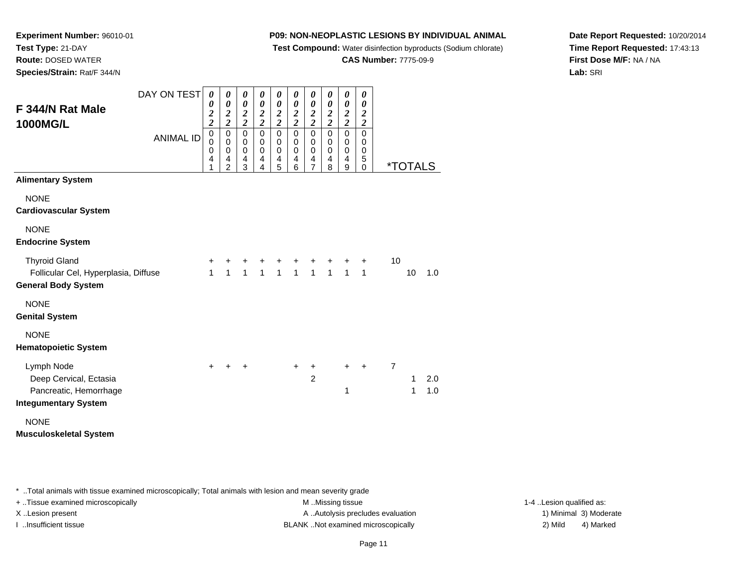**Experiment Number:** 96010-01
**Test Type:** 21-DAY
**Route:** DOSED WATER
**Species/Strain:** Rat/F 344/N

**P09: NON-NEOPLASTIC LESIONS BY INDIVIDUAL ANIMAL**
**Test Compound:** Water disinfection byproducts (Sodium chlorate)
**CAS Number:** 7775-09-9

**Date Report Requested:** 10/20/2014
**Time Report Requested:** 17:43:13
**First Dose M/F:** NA / NA
**Lab:** SRI

## F 344/N Rat Male 1000MG/L

| DAY ON TEST | 0022 | 0022 | 0022 | 0022 | 0022 | 0022 | 0022 | 0022 | 0022 | 0022 | | | |
|---|---|---|---|---|---|---|---|---|---|---|---|---|---|
| ANIMAL ID | 00041 | 00042 | 00043 | 00044 | 00045 | 00046 | 00047 | 00048 | 00049 | 00050 | *TOTALS | | |
| **Alimentary System** | | | | | | | | | | | | | |
| NONE | | | | | | | | | | | | | |
| **Cardiovascular System** | | | | | | | | | | | | | |
| NONE | | | | | | | | | | | | | |
| **Endocrine System** | | | | | | | | | | | | | |
| Thyroid Gland | + | + | + | + | + | + | + | + | + | + | 10 | | |
| Follicular Cel, Hyperplasia, Diffuse | 1 | 1 | 1 | 1 | 1 | 1 | 1 | 1 | 1 | 1 | | 10 | 1.0 |
| **General Body System** | | | | | | | | | | | | | |
| NONE | | | | | | | | | | | | | |
| **Genital System** | | | | | | | | | | | | | |
| NONE | | | | | | | | | | | | | |
| **Hematopoietic System** | | | | | | | | | | | | | |
| Lymph Node | + | + | + | | | + | + | | + | + | 7 | | |
| Deep Cervical, Ectasia | | | | | | | 2 | | | | | 1 | 2.0 |
| Pancreatic, Hemorrhage | | | | | | | | | 1 | | | 1 | 1.0 |
| **Integumentary System** | | | | | | | | | | | | | |
| NONE | | | | | | | | | | | | | |
| **Musculoskeletal System** | | | | | | | | | | | | | |

\* ..Total animals with tissue examined microscopically; Total animals with lesion and mean severity grade
+ ..Tissue examined microscopically
X ..Lesion present
I ..Insufficient tissue
M ..Missing tissue
A ..Autolysis precludes evaluation
BLANK ..Not examined microscopically
1-4 ..Lesion qualified as:
1) Minimal 3) Moderate
2) Mild 4) Marked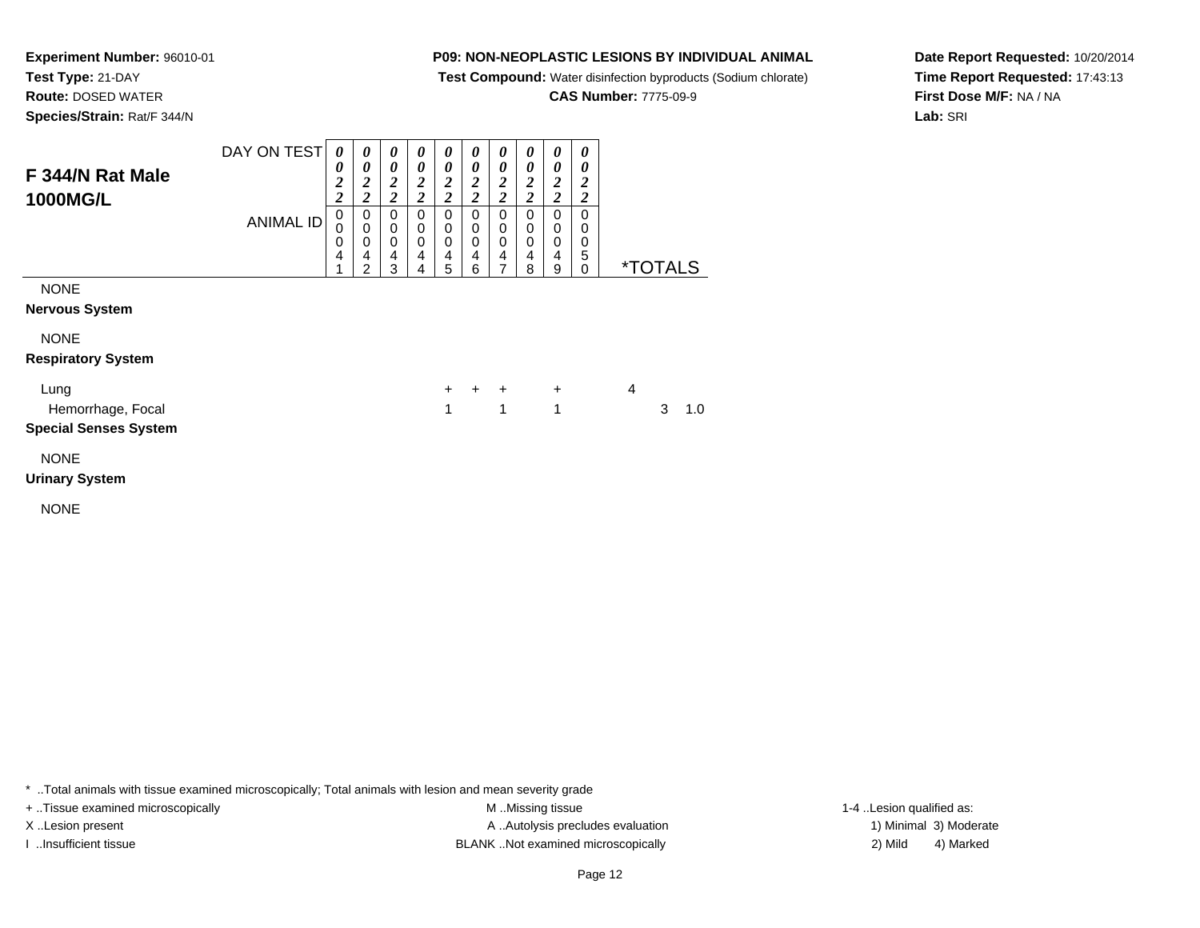**Experiment Number:** 96010-01
**Test Type:** 21-DAY
**Route:** DOSED WATER
**Species/Strain:** Rat/F 344/N

**P09: NON-NEOPLASTIC LESIONS BY INDIVIDUAL ANIMAL**
**Test Compound:** Water disinfection byproducts (Sodium chlorate)
**CAS Number:** 7775-09-9

**Date Report Requested:** 10/20/2014
**Time Report Requested:** 17:43:13
**First Dose M/F:** NA / NA
**Lab:** SRI

## F 344/N Rat Male 1000MG/L

| DAY ON TEST | 0022 | 0022 | 0022 | 0022 | 0022 | 0022 | 0022 | 0022 | 0022 | 0022 | | |
|---|---|---|---|---|---|---|---|---|---|---|---|---|
| ANIMAL ID | 00041 | 00042 | 00043 | 00044 | 00045 | 00046 | 00047 | 00048 | 00049 | 00050 | *TOTALS | |
| NONE | | | | | | | | | | | | |
| **Nervous System** | | | | | | | | | | | | |
| NONE | | | | | | | | | | | | |
| **Respiratory System** | | | | | | | | | | | | |
| Lung | | | | | + | + | + | | + | | 4 | |
| Hemorrhage, Focal | | | | | 1 | | 1 | | 1 | | 3 | 1.0 |
| **Special Senses System** | | | | | | | | | | | | |
| NONE | | | | | | | | | | | | |
| **Urinary System** | | | | | | | | | | | | |
| NONE | | | | | | | | | | | | |

* ..Total animals with tissue examined microscopically; Total animals with lesion and mean severity grade
+ ..Tissue examined microscopically
X ..Lesion present
I ..Insufficient tissue
M ..Missing tissue
A ..Autolysis precludes evaluation
BLANK ..Not examined microscopically
1-4 ..Lesion qualified as:
1) Minimal 3) Moderate
2) Mild 4) Marked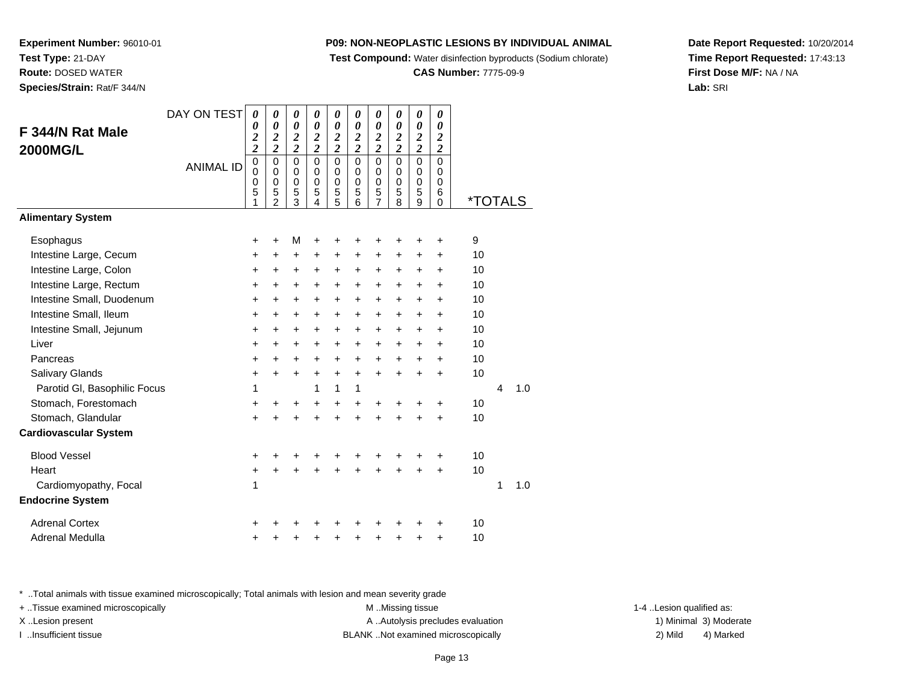**Experiment Number:** 96010-01
**Test Type:** 21-DAY
**Route:** DOSED WATER
**Species/Strain:** Rat/F 344/N

**P09: NON-NEOPLASTIC LESIONS BY INDIVIDUAL ANIMAL**
**Test Compound:** Water disinfection byproducts (Sodium chlorate)
**CAS Number:** 7775-09-9

**Date Report Requested:** 10/20/2014
**Time Report Requested:** 17:43:13
**First Dose M/F:** NA / NA
**Lab:** SRI

## F 344/N Rat Male 2000MG/L

| DAY ON TEST | 0022 | 0022 | 0022 | 0022 | 0022 | 0022 | 0022 | 0022 | 0022 | 0022 | | | |
|---|---|---|---|---|---|---|---|---|---|---|---|---|---|
| ANIMAL ID | 00051 | 00052 | 00053 | 00054 | 00055 | 00056 | 00057 | 00058 | 00059 | 00060 | *TOTALS | | |
| **Alimentary System** | | | | | | | | | | | | | |
| Esophagus | + | + | M | + | + | + | + | + | + | + | 9 | | |
| Intestine Large, Cecum | + | + | + | + | + | + | + | + | + | + | 10 | | |
| Intestine Large, Colon | + | + | + | + | + | + | + | + | + | + | 10 | | |
| Intestine Large, Rectum | + | + | + | + | + | + | + | + | + | + | 10 | | |
| Intestine Small, Duodenum | + | + | + | + | + | + | + | + | + | + | 10 | | |
| Intestine Small, Ileum | + | + | + | + | + | + | + | + | + | + | 10 | | |
| Intestine Small, Jejunum | + | + | + | + | + | + | + | + | + | + | 10 | | |
| Liver | + | + | + | + | + | + | + | + | + | + | 10 | | |
| Pancreas | + | + | + | + | + | + | + | + | + | + | 10 | | |
| Salivary Glands | + | + | + | + | + | + | + | + | + | + | 10 | | |
| Parotid Gl, Basophilic Focus | 1 | | | 1 | 1 | 1 | | | | | | 4 | 1.0 |
| Stomach, Forestomach | + | + | + | + | + | + | + | + | + | + | 10 | | |
| Stomach, Glandular | + | + | + | + | + | + | + | + | + | + | 10 | | |
| **Cardiovascular System** | | | | | | | | | | | | | |
| Blood Vessel | + | + | + | + | + | + | + | + | + | + | 10 | | |
| Heart | + | + | + | + | + | + | + | + | + | + | 10 | | |
| Cardiomyopathy, Focal | 1 | | | | | | | | | | | 1 | 1.0 |
| **Endocrine System** | | | | | | | | | | | | | |
| Adrenal Cortex | + | + | + | + | + | + | + | + | + | + | 10 | | |
| Adrenal Medulla | + | + | + | + | + | + | + | + | + | + | 10 | | |

* ..Total animals with tissue examined microscopically; Total animals with lesion and mean severity grade
+ ..Tissue examined microscopically
X ..Lesion present
I ..Insufficient tissue
M ..Missing tissue
A ..Autolysis precludes evaluation
BLANK ..Not examined microscopically
1-4 ..Lesion qualified as:
1) Minimal 2) Mild 3) Moderate 4) Marked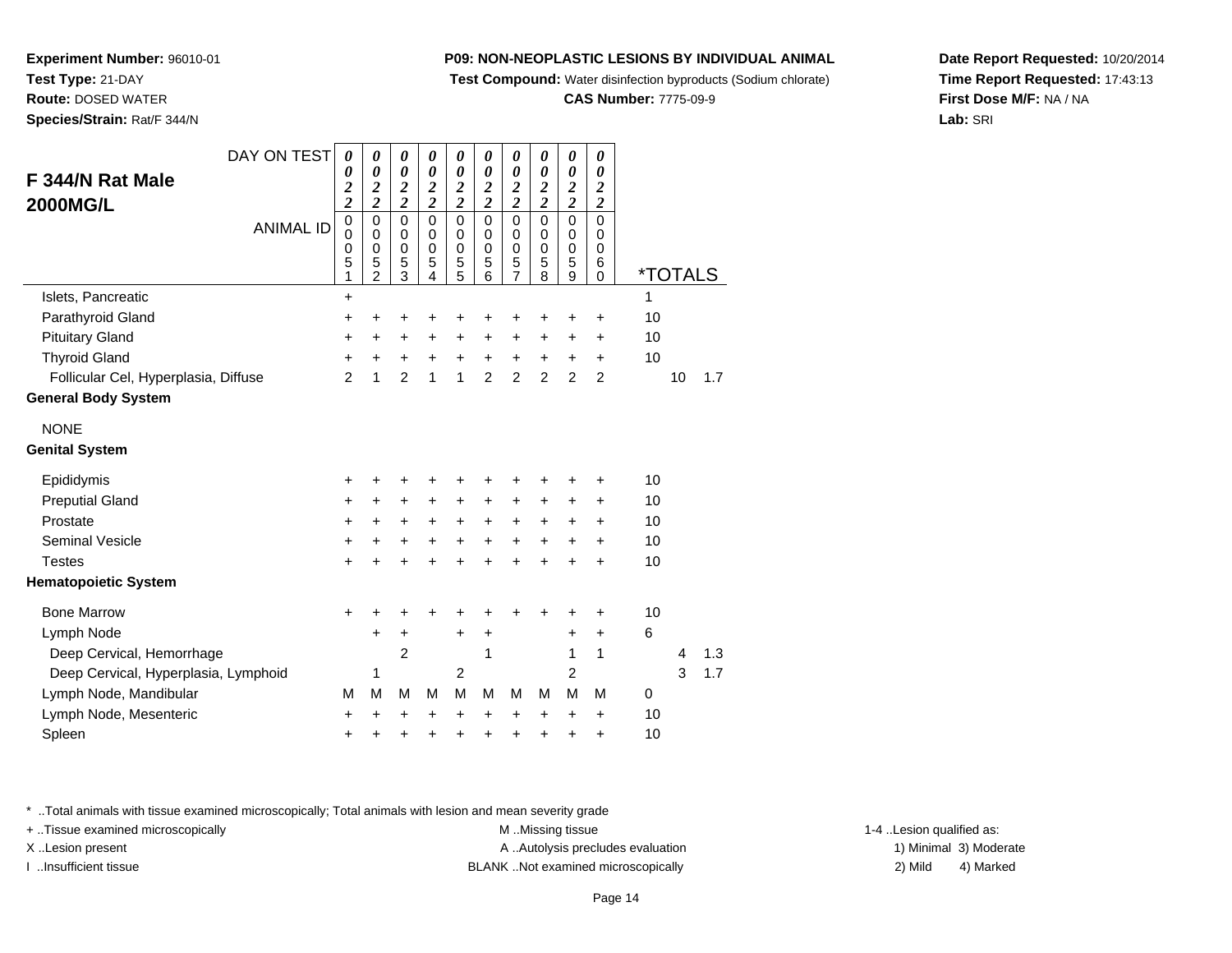**Experiment Number:** 96010-01
**Test Type:** 21-DAY
**Route:** DOSED WATER
**Species/Strain:** Rat/F 344/N

**P09: NON-NEOPLASTIC LESIONS BY INDIVIDUAL ANIMAL**
**Test Compound:** Water disinfection byproducts (Sodium chlorate)
**CAS Number:** 7775-09-9

**Date Report Requested:** 10/20/2014
**Time Report Requested:** 17:43:13
**First Dose M/F:** NA / NA
**Lab:** SRI

## F 344/N Rat Male 2000MG/L

| DAY ON TEST | 0022 | 0022 | 0022 | 0022 | 0022 | 0022 | 0022 | 0022 | 0022 | 0022 | *TOTALS | | |
|---|---|---|---|---|---|---|---|---|---|---|---|---|---|
| ANIMAL ID | 00051 | 00052 | 00053 | 00054 | 00055 | 00056 | 00057 | 00058 | 00059 | 00060 | | | |
| Islets, Pancreatic | + | | | | | | | | | | 1 | | |
| Parathyroid Gland | + | + | + | + | + | + | + | + | + | + | 10 | | |
| Pituitary Gland | + | + | + | + | + | + | + | + | + | + | 10 | | |
| Thyroid Gland | + | + | + | + | + | + | + | + | + | + | 10 | | |
| Follicular Cel, Hyperplasia, Diffuse | 2 | 1 | 2 | 1 | 1 | 2 | 2 | 2 | 2 | 2 | | 10 | 1.7 |
| **General Body System** | | | | | | | | | | | | | |
| NONE | | | | | | | | | | | | | |
| **Genital System** | | | | | | | | | | | | | |
| Epididymis | + | + | + | + | + | + | + | + | + | + | 10 | | |
| Preputial Gland | + | + | + | + | + | + | + | + | + | + | 10 | | |
| Prostate | + | + | + | + | + | + | + | + | + | + | 10 | | |
| Seminal Vesicle | + | + | + | + | + | + | + | + | + | + | 10 | | |
| Testes | + | + | + | + | + | + | + | + | + | + | 10 | | |
| **Hematopoietic System** | | | | | | | | | | | | | |
| Bone Marrow | + | + | + | + | + | + | + | + | + | + | 10 | | |
| Lymph Node | | + | + | | + | + | | | + | + | 6 | | |
| Deep Cervical, Hemorrhage | | | 2 | | | 1 | | | 1 | 1 | | 4 | 1.3 |
| Deep Cervical, Hyperplasia, Lymphoid | | 1 | | | 2 | | | | 2 | | | 3 | 1.7 |
| Lymph Node, Mandibular | M | M | M | M | M | M | M | M | M | M | 0 | | |
| Lymph Node, Mesenteric | + | + | + | + | + | + | + | + | + | + | 10 | | |
| Spleen | + | + | + | + | + | + | + | + | + | + | 10 | | |

\* ..Total animals with tissue examined microscopically; Total animals with lesion and mean severity grade
+ ..Tissue examined microscopically
X ..Lesion present
I ..Insufficient tissue
M ..Missing tissue
A ..Autolysis precludes evaluation
BLANK ..Not examined microscopically
1-4 ..Lesion qualified as: 1) Minimal 2) Mild 3) Moderate 4) Marked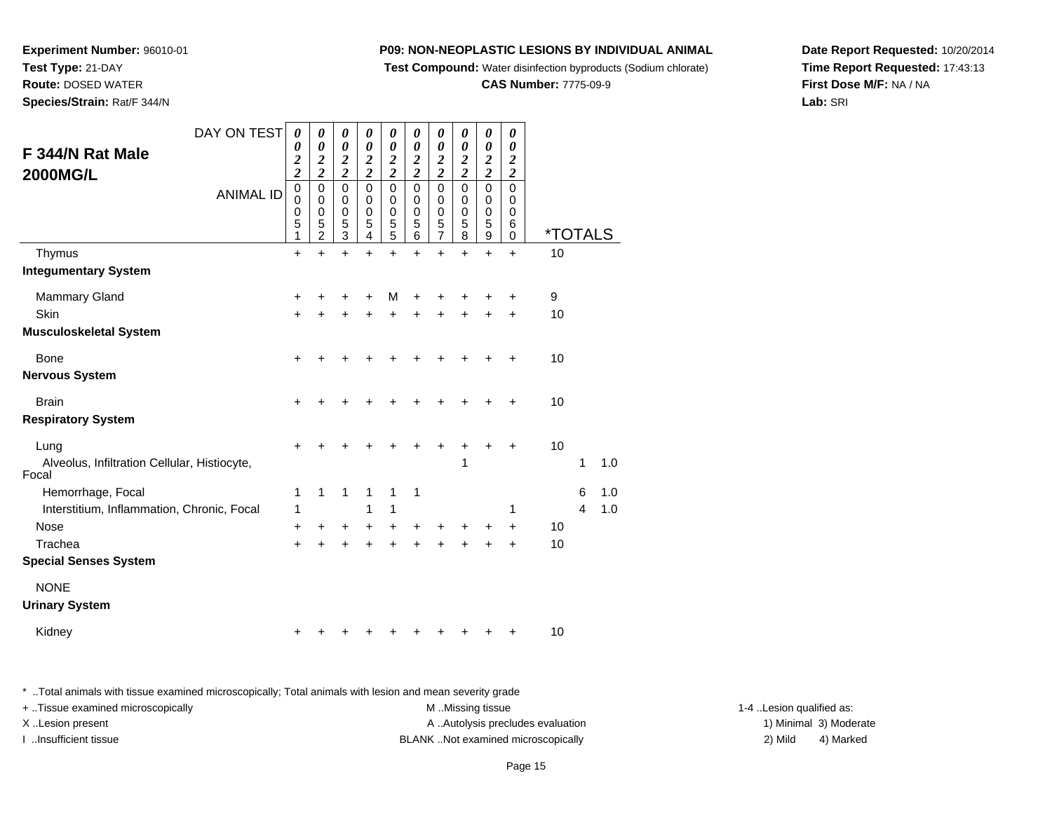**Experiment Number:** 96010-01
**Test Type:** 21-DAY
**Route:** DOSED WATER
**Species/Strain:** Rat/F 344/N

**P09: NON-NEOPLASTIC LESIONS BY INDIVIDUAL ANIMAL**
**Test Compound:** Water disinfection byproducts (Sodium chlorate)
**CAS Number:** 7775-09-9

**Date Report Requested:** 10/20/2014
**Time Report Requested:** 17:43:13
**First Dose M/F:** NA / NA
**Lab:** SRI

## F 344/N Rat Male 2000MG/L

| DAY ON TEST | 0022 | 0022 | 0022 | 0022 | 0022 | 0022 | 0022 | 0022 | 0022 | 0022 | | | |
|---|---|---|---|---|---|---|---|---|---|---|---|---|---|
| ANIMAL ID | 00051 | 00052 | 00053 | 00054 | 00055 | 00056 | 00057 | 00058 | 00059 | 00060 | *TOTALS | | |
| Thymus | + | + | + | + | + | + | + | + | + | + | 10 | | |
| **Integumentary System** | | | | | | | | | | | | | |
| Mammary Gland | + | + | + | + | M | + | + | + | + | + | 9 | | |
| Skin | + | + | + | + | + | + | + | + | + | + | 10 | | |
| **Musculoskeletal System** | | | | | | | | | | | | | |
| Bone | + | + | + | + | + | + | + | + | + | + | 10 | | |
| **Nervous System** | | | | | | | | | | | | | |
| Brain | + | + | + | + | + | + | + | + | + | + | 10 | | |
| **Respiratory System** | | | | | | | | | | | | | |
| Lung | + | + | + | + | + | + | + | + | + | + | 10 | | |
| Alveolus, Infiltration Cellular, Histiocyte, Focal | | | | | | | | 1 | | | | 1 | 1.0 |
| Hemorrhage, Focal | 1 | 1 | 1 | 1 | 1 | 1 | | | | | | 6 | 1.0 |
| Interstitium, Inflammation, Chronic, Focal | 1 | | | 1 | 1 | | | | | 1 | | 4 | 1.0 |
| Nose | + | + | + | + | + | + | + | + | + | + | 10 | | |
| Trachea | + | + | + | + | + | + | + | + | + | + | 10 | | |
| **Special Senses System** | | | | | | | | | | | | | |
| NONE | | | | | | | | | | | | | |
| **Urinary System** | | | | | | | | | | | | | |
| Kidney | + | + | + | + | + | + | + | + | + | + | 10 | | |

* ..Total animals with tissue examined microscopically; Total animals with lesion and mean severity grade
+ ..Tissue examined microscopically
X ..Lesion present
I ..Insufficient tissue
M ..Missing tissue
A ..Autolysis precludes evaluation
BLANK ..Not examined microscopically
1-4 ..Lesion qualified as:
1) Minimal 3) Moderate
2) Mild 4) Marked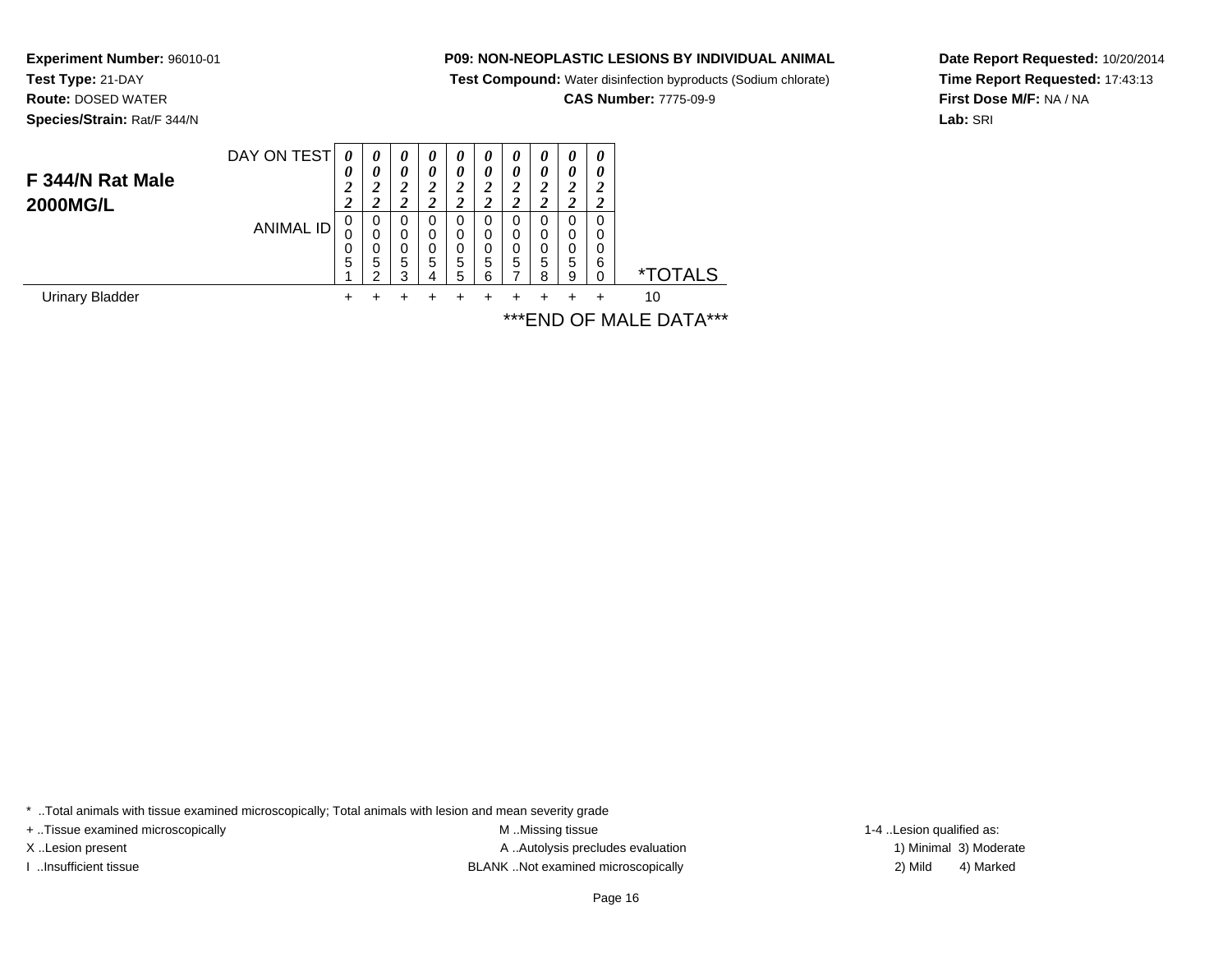**Experiment Number:** 96010-01
**Test Type:** 21-DAY
**Route:** DOSED WATER
**Species/Strain:** Rat/F 344/N

**P09: NON-NEOPLASTIC LESIONS BY INDIVIDUAL ANIMAL**
**Test Compound:** Water disinfection byproducts (Sodium chlorate)
**CAS Number:** 7775-09-9

**Date Report Requested:** 10/20/2014
**Time Report Requested:** 17:43:13
**First Dose M/F:** NA / NA
**Lab:** SRI

## F 344/N Rat Male 2000MG/L

| DAY ON TEST | 0022 | 0022 | 0022 | 0022 | 0022 | 0022 | 0022 | 0022 | 0022 | 0022 | |
|---|---|---|---|---|---|---|---|---|---|---|---|
| ANIMAL ID | 00051 | 00052 | 00053 | 00054 | 00055 | 00056 | 00057 | 00058 | 00059 | 00060 | *TOTALS |
| Urinary Bladder | + | + | + | + | + | + | + | + | + | + | 10 |

***END OF MALE DATA***

* ..Total animals with tissue examined microscopically; Total animals with lesion and mean severity grade
+ ..Tissue examined microscopically
X ..Lesion present
I ..Insufficient tissue

M ..Missing tissue
A ..Autolysis precludes evaluation
BLANK ..Not examined microscopically

1-4 ..Lesion qualified as:
1) Minimal 3) Moderate
2) Mild 4) Marked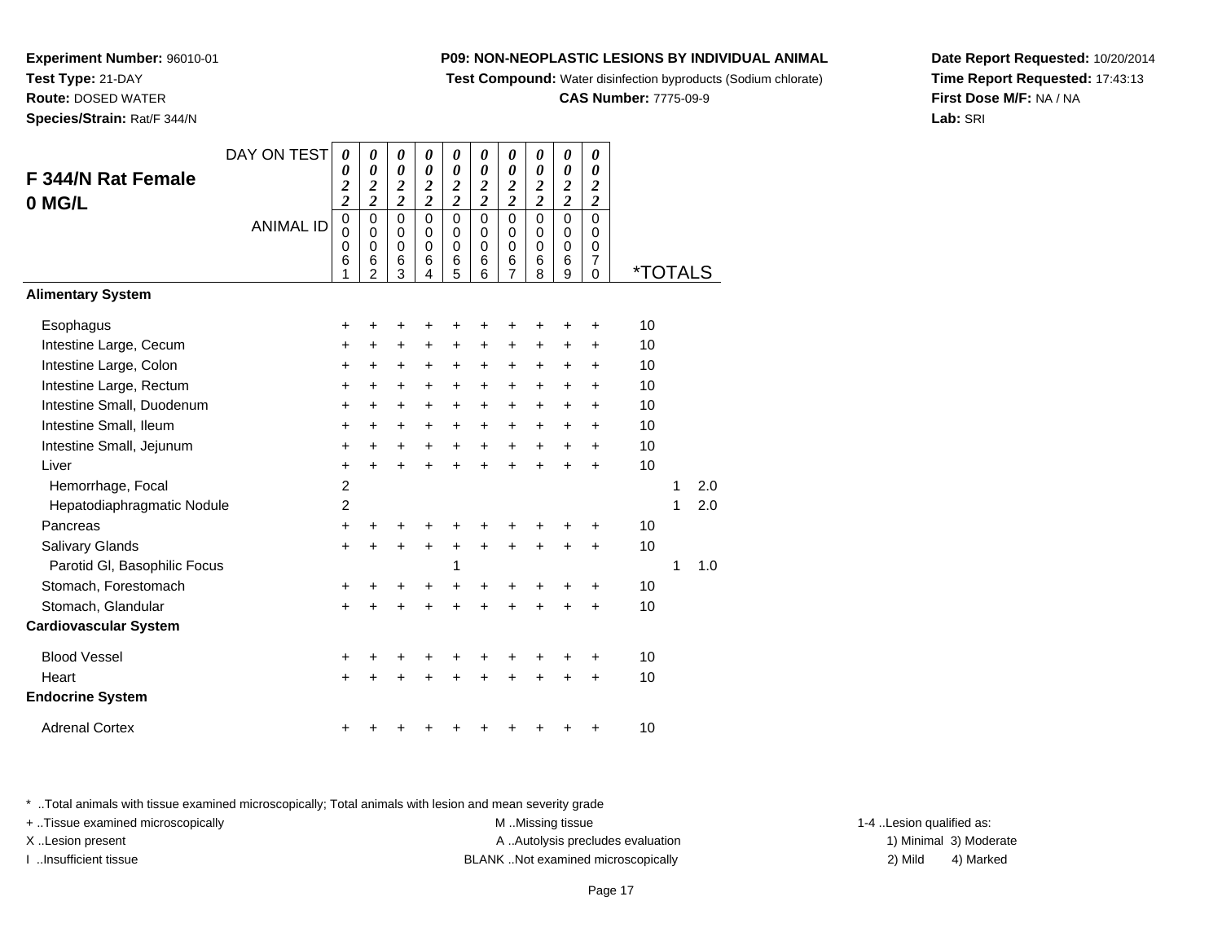**Experiment Number:** 96010-01
**Test Type:** 21-DAY
**Route:** DOSED WATER
**Species/Strain:** Rat/F 344/N

**P09: NON-NEOPLASTIC LESIONS BY INDIVIDUAL ANIMAL**
**Test Compound:** Water disinfection byproducts (Sodium chlorate)
**CAS Number:** 7775-09-9

**Date Report Requested:** 10/20/2014
**Time Report Requested:** 17:43:13
**First Dose M/F:** NA / NA
**Lab:** SRI

## F 344/N Rat Female 0 MG/L

| DAY ON TEST | 0022 | 0022 | 0022 | 0022 | 0022 | 0022 | 0022 | 0022 | 0022 | 0022 | | | |
|---|---|---|---|---|---|---|---|---|---|---|---|---|---|
| ANIMAL ID | 00061 | 00062 | 00063 | 00064 | 00065 | 00066 | 00067 | 00068 | 00069 | 00070 | *TOTALS | | |
| **Alimentary System** | | | | | | | | | | | | | |
| Esophagus | + | + | + | + | + | + | + | + | + | + | 10 | | |
| Intestine Large, Cecum | + | + | + | + | + | + | + | + | + | + | 10 | | |
| Intestine Large, Colon | + | + | + | + | + | + | + | + | + | + | 10 | | |
| Intestine Large, Rectum | + | + | + | + | + | + | + | + | + | + | 10 | | |
| Intestine Small, Duodenum | + | + | + | + | + | + | + | + | + | + | 10 | | |
| Intestine Small, Ileum | + | + | + | + | + | + | + | + | + | + | 10 | | |
| Intestine Small, Jejunum | + | + | + | + | + | + | + | + | + | + | 10 | | |
| Liver | + | + | + | + | + | + | + | + | + | + | 10 | | |
| Hemorrhage, Focal | 2 | | | | | | | | | | | 1 | 2.0 |
| Hepatodiaphragmatic Nodule | 2 | | | | | | | | | | | 1 | 2.0 |
| Pancreas | + | + | + | + | + | + | + | + | + | + | 10 | | |
| Salivary Glands | + | + | + | + | + | + | + | + | + | + | 10 | | |
| Parotid Gl, Basophilic Focus | | | | | 1 | | | | | | | 1 | 1.0 |
| Stomach, Forestomach | + | + | + | + | + | + | + | + | + | + | 10 | | |
| Stomach, Glandular | + | + | + | + | + | + | + | + | + | + | 10 | | |
| **Cardiovascular System** | | | | | | | | | | | | | |
| Blood Vessel | + | + | + | + | + | + | + | + | + | + | 10 | | |
| Heart | + | + | + | + | + | + | + | + | + | + | 10 | | |
| **Endocrine System** | | | | | | | | | | | | | |
| Adrenal Cortex | + | + | + | + | + | + | + | + | + | + | 10 | | |

* ..Total animals with tissue examined microscopically; Total animals with lesion and mean severity grade
+ ..Tissue examined microscopically
X ..Lesion present
I ..Insufficient tissue
M ..Missing tissue
A ..Autolysis precludes evaluation
BLANK ..Not examined microscopically
1-4 ..Lesion qualified as:
1) Minimal 2) Mild 3) Moderate 4) Marked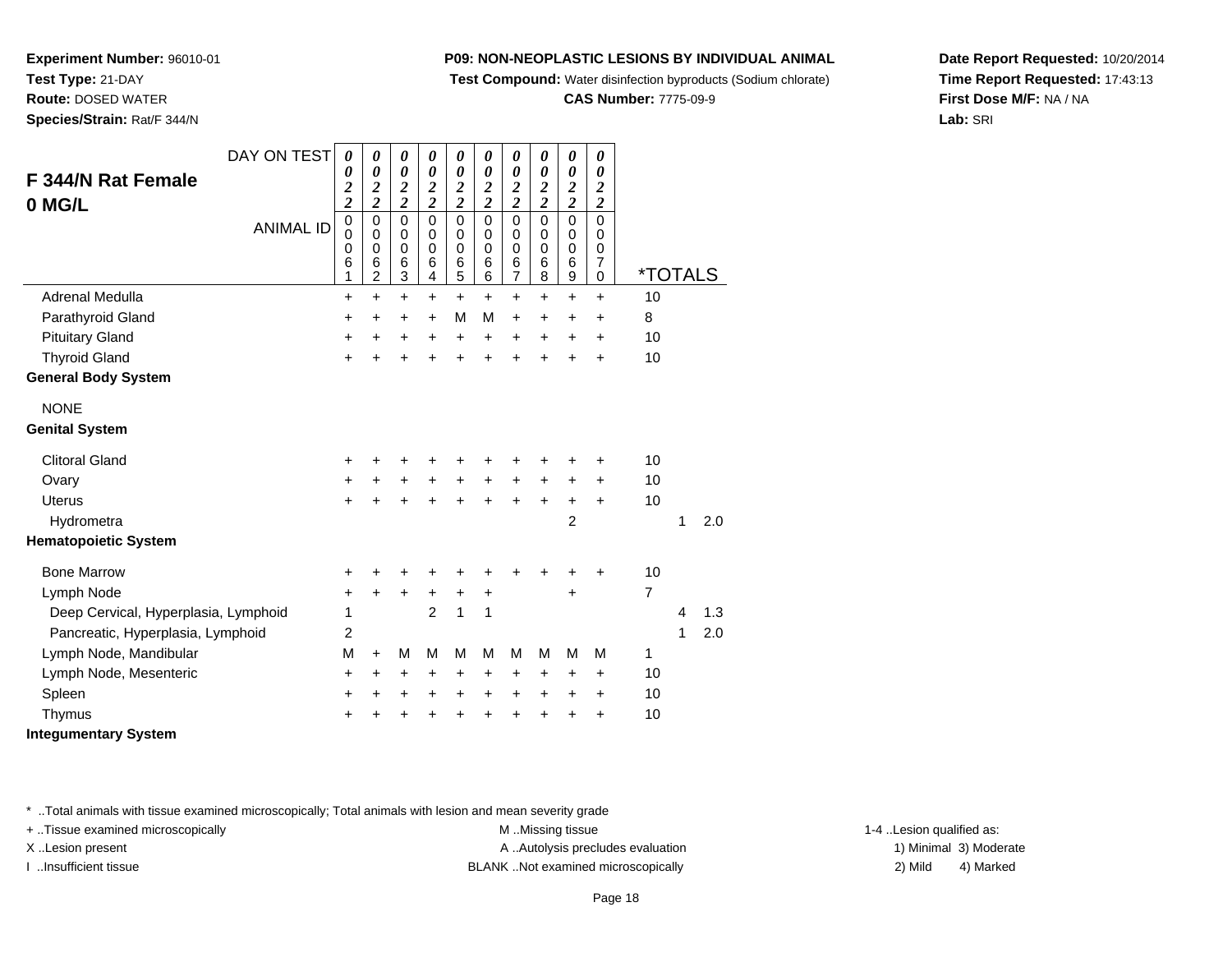**Experiment Number:** 96010-01
**Test Type:** 21-DAY
**Route:** DOSED WATER
**Species/Strain:** Rat/F 344/N

**P09: NON-NEOPLASTIC LESIONS BY INDIVIDUAL ANIMAL**
**Test Compound:** Water disinfection byproducts (Sodium chlorate)
**CAS Number:** 7775-09-9

**Date Report Requested:** 10/20/2014
**Time Report Requested:** 17:43:13
**First Dose M/F:** NA / NA
**Lab:** SRI

## F 344/N Rat Female 0 MG/L

| DAY ON TEST | 0022 | 0022 | 0022 | 0022 | 0022 | 0022 | 0022 | 0022 | 0022 | 0022 | | | |
|---|---|---|---|---|---|---|---|---|---|---|---|---|---|
| ANIMAL ID | 00061 | 00062 | 00063 | 00064 | 00065 | 00066 | 00067 | 00068 | 00069 | 00070 | *TOTALS | | |
| Adrenal Medulla | + | + | + | + | + | + | + | + | + | + | 10 | | |
| Parathyroid Gland | + | + | + | + | M | M | + | + | + | + | 8 | | |
| Pituitary Gland | + | + | + | + | + | + | + | + | + | + | 10 | | |
| Thyroid Gland | + | + | + | + | + | + | + | + | + | + | 10 | | |
| **General Body System** | | | | | | | | | | | | | |
| NONE | | | | | | | | | | | | | |
| **Genital System** | | | | | | | | | | | | | |
| Clitoral Gland | + | + | + | + | + | + | + | + | + | + | 10 | | |
| Ovary | + | + | + | + | + | + | + | + | + | + | 10 | | |
| Uterus | + | + | + | + | + | + | + | + | + | + | 10 | | |
| Hydrometra | | | | | | | | | 2 | | | 1 | 2.0 |
| **Hematopoietic System** | | | | | | | | | | | | | |
| Bone Marrow | + | + | + | + | + | + | + | + | + | + | 10 | | |
| Lymph Node | + | + | + | + | + | + | | | + | | 7 | | |
| Deep Cervical, Hyperplasia, Lymphoid | 1 | | | 2 | 1 | 1 | | | | | | 4 | 1.3 |
| Pancreatic, Hyperplasia, Lymphoid | 2 | | | | | | | | | | | 1 | 2.0 |
| Lymph Node, Mandibular | M | + | M | M | M | M | M | M | M | M | 1 | | |
| Lymph Node, Mesenteric | + | + | + | + | + | + | + | + | + | + | 10 | | |
| Spleen | + | + | + | + | + | + | + | + | + | + | 10 | | |
| Thymus | + | + | + | + | + | + | + | + | + | + | 10 | | |
| **Integumentary System** | | | | | | | | | | | | | |

* ..Total animals with tissue examined microscopically; Total animals with lesion and mean severity grade
+ ..Tissue examined microscopically
X ..Lesion present
I ..Insufficient tissue
M ..Missing tissue
A ..Autolysis precludes evaluation
BLANK ..Not examined microscopically
1-4 ..Lesion qualified as:
1) Minimal 2) Mild 3) Moderate 4) Marked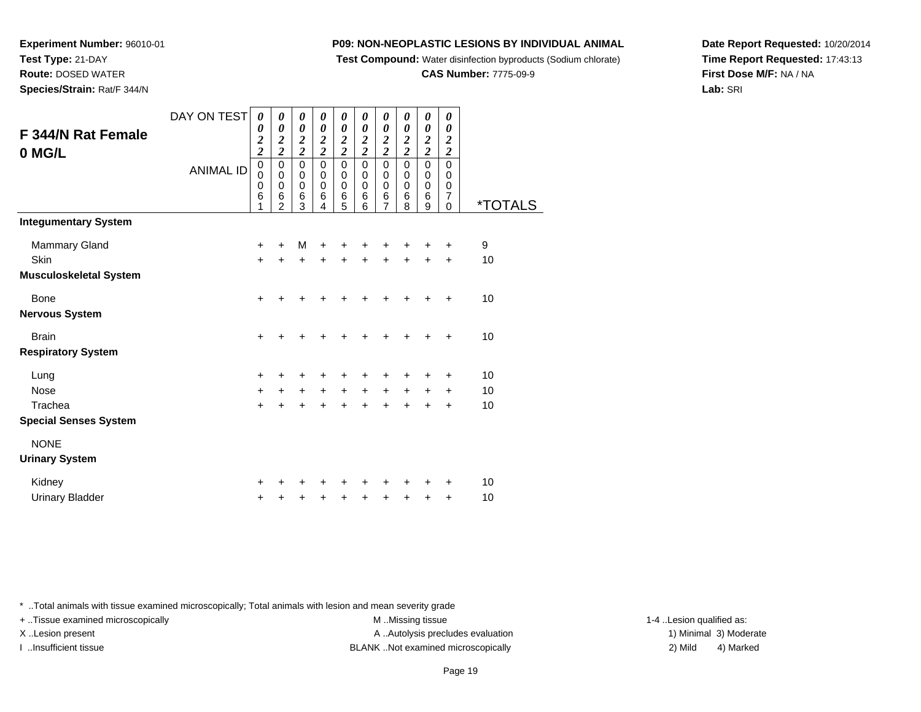**Experiment Number:** 96010-01
**Test Type:** 21-DAY
**Route:** DOSED WATER
**Species/Strain:** Rat/F 344/N

**P09: NON-NEOPLASTIC LESIONS BY INDIVIDUAL ANIMAL**
**Test Compound:** Water disinfection byproducts (Sodium chlorate)
**CAS Number:** 7775-09-9

**Date Report Requested:** 10/20/2014
**Time Report Requested:** 17:43:13
**First Dose M/F:** NA / NA
**Lab:** SRI

## F 344/N Rat Female 0 MG/L

| DAY ON TEST | 0022 | 0022 | 0022 | 0022 | 0022 | 0022 | 0022 | 0022 | 0022 | 0022 | |
|---|---|---|---|---|---|---|---|---|---|---|---|
| ANIMAL ID | 00061 | 00062 | 00063 | 00064 | 00065 | 00066 | 00067 | 00068 | 00069 | 00070 | *TOTALS |
| **Integumentary System** | | | | | | | | | | | |
| Mammary Gland | + | + | M | + | + | + | + | + | + | + | 9 |
| Skin | + | + | + | + | + | + | + | + | + | + | 10 |
| **Musculoskeletal System** | | | | | | | | | | | |
| Bone | + | + | + | + | + | + | + | + | + | + | 10 |
| **Nervous System** | | | | | | | | | | | |
| Brain | + | + | + | + | + | + | + | + | + | + | 10 |
| **Respiratory System** | | | | | | | | | | | |
| Lung | + | + | + | + | + | + | + | + | + | + | 10 |
| Nose | + | + | + | + | + | + | + | + | + | + | 10 |
| Trachea | + | + | + | + | + | + | + | + | + | + | 10 |
| **Special Senses System** | | | | | | | | | | | |
| NONE | | | | | | | | | | | |
| **Urinary System** | | | | | | | | | | | |
| Kidney | + | + | + | + | + | + | + | + | + | + | 10 |
| Urinary Bladder | + | + | + | + | + | + | + | + | + | + | 10 |

* ..Total animals with tissue examined microscopically; Total animals with lesion and mean severity grade
+ ..Tissue examined microscopically
X ..Lesion present
I ..Insufficient tissue
M ..Missing tissue
A ..Autolysis precludes evaluation
BLANK ..Not examined microscopically
1-4 ..Lesion qualified as:
1) Minimal 2) Mild 3) Moderate 4) Marked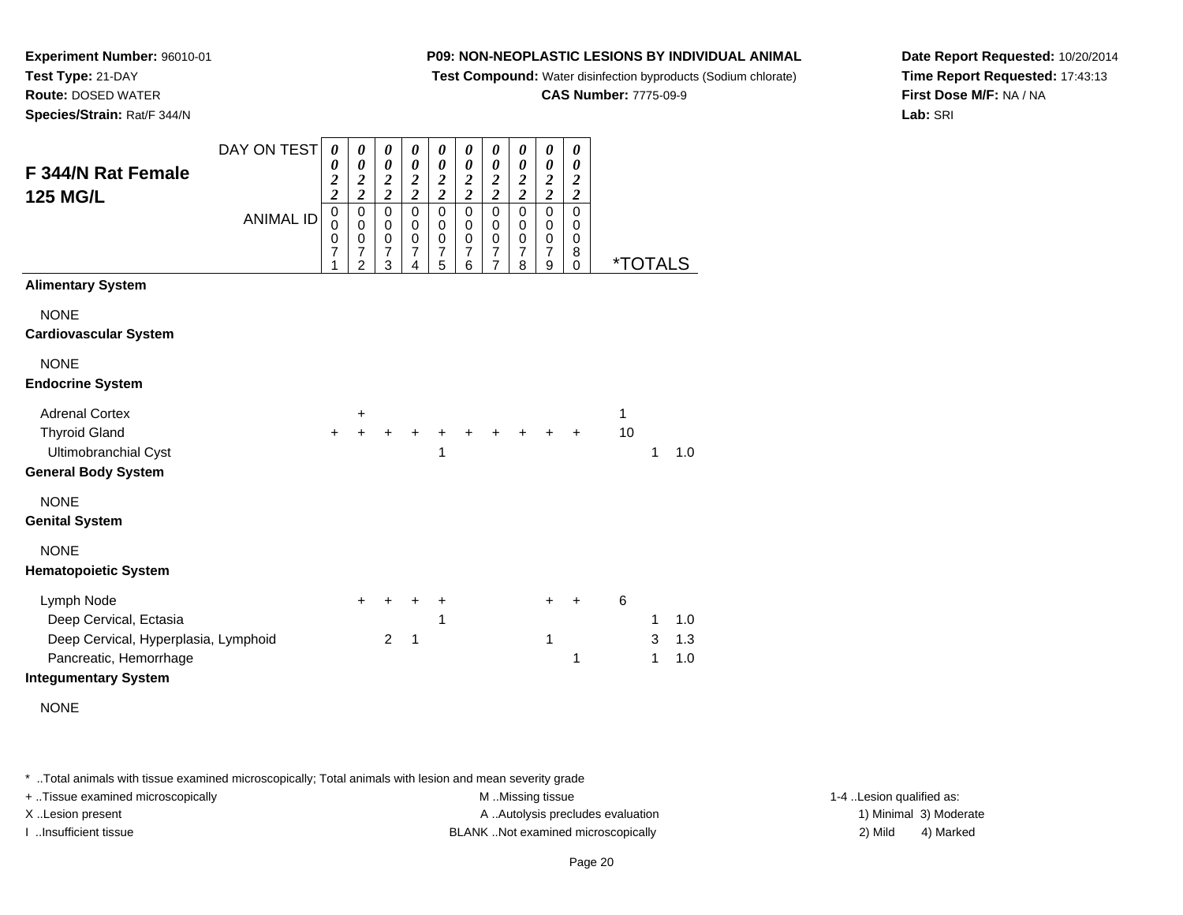**Experiment Number:** 96010-01
**Test Type:** 21-DAY
**Route:** DOSED WATER
**Species/Strain:** Rat/F 344/N

**P09: NON-NEOPLASTIC LESIONS BY INDIVIDUAL ANIMAL**
**Test Compound:** Water disinfection byproducts (Sodium chlorate)
**CAS Number:** 7775-09-9

**Date Report Requested:** 10/20/2014
**Time Report Requested:** 17:43:13
**First Dose M/F:** NA / NA
**Lab:** SRI

## F 344/N Rat Female 125 MG/L

| DAY ON TEST | 0022 | 0022 | 0022 | 0022 | 0022 | 0022 | 0022 | 0022 | 0022 | 0022 | | | |
|---|---|---|---|---|---|---|---|---|---|---|---|---|---|
| ANIMAL ID | 00071 | 00072 | 00073 | 00074 | 00075 | 00076 | 00077 | 00078 | 00079 | 00080 | *TOTALS | | |
| **Alimentary System** | | | | | | | | | | | | | |
| NONE | | | | | | | | | | | | | |
| **Cardiovascular System** | | | | | | | | | | | | | |
| NONE | | | | | | | | | | | | | |
| **Endocrine System** | | | | | | | | | | | | | |
| Adrenal Cortex | | + | | | | | | | | | 1 | | |
| Thyroid Gland | + | + | + | + | + | + | + | + | + | + | 10 | | |
| Ultimobranchial Cyst | | | | | 1 | | | | | | | 1 | 1.0 |
| **General Body System** | | | | | | | | | | | | | |
| NONE | | | | | | | | | | | | | |
| **Genital System** | | | | | | | | | | | | | |
| NONE | | | | | | | | | | | | | |
| **Hematopoietic System** | | | | | | | | | | | | | |
| Lymph Node | | + | + | + | + | | | | + | + | 6 | | |
| Deep Cervical, Ectasia | | | | | 1 | | | | | | | 1 | 1.0 |
| Deep Cervical, Hyperplasia, Lymphoid | | | 2 | 1 | | | | | 1 | | | 3 | 1.3 |
| Pancreatic, Hemorrhage | | | | | | | | | | 1 | | 1 | 1.0 |
| **Integumentary System** | | | | | | | | | | | | | |
| NONE | | | | | | | | | | | | | |

\* ..Total animals with tissue examined microscopically; Total animals with lesion and mean severity grade
+ ..Tissue examined microscopically
X ..Lesion present
I ..Insufficient tissue

M ..Missing tissue
A ..Autolysis precludes evaluation
BLANK ..Not examined microscopically

1-4 ..Lesion qualified as:
1) Minimal 3) Moderate
2) Mild 4) Marked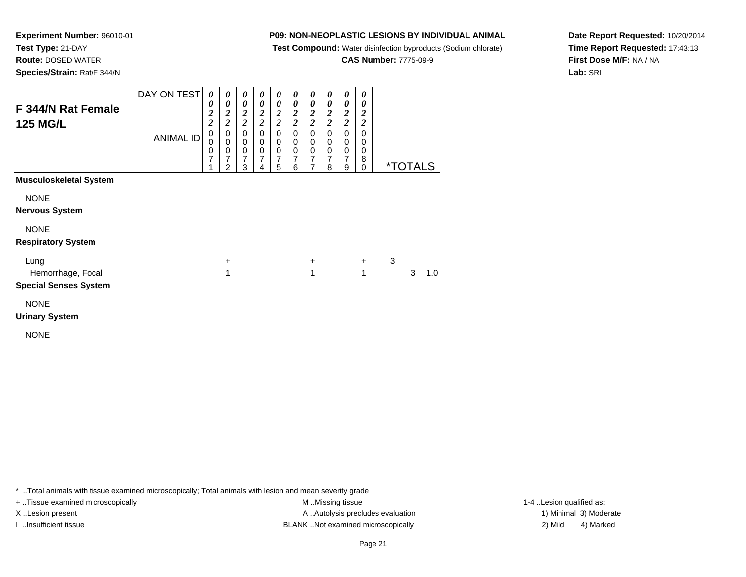**Experiment Number:** 96010-01
**Test Type:** 21-DAY
**Route:** DOSED WATER
**Species/Strain:** Rat/F 344/N

**P09: NON-NEOPLASTIC LESIONS BY INDIVIDUAL ANIMAL**
**Test Compound:** Water disinfection byproducts (Sodium chlorate)
**CAS Number:** 7775-09-9

**Date Report Requested:** 10/20/2014
**Time Report Requested:** 17:43:13
**First Dose M/F:** NA / NA
**Lab:** SRI

## F 344/N Rat Female 125 MG/L

| DAY ON TEST | 0022 | 0022 | 0022 | 0022 | 0022 | 0022 | 0022 | 0022 | 0022 | 0022 | |
|---|---|---|---|---|---|---|---|---|---|---|---|
| ANIMAL ID | 00071 | 00072 | 00073 | 00074 | 00075 | 00076 | 00077 | 00078 | 00079 | 00080 | *TOTALS |
| **Musculoskeletal System** | | | | | | | | | | | |
| NONE | | | | | | | | | | | |
| **Nervous System** | | | | | | | | | | | |
| NONE | | | | | | | | | | | |
| **Respiratory System** | | | | | | | | | | | |
| Lung | | + | | | | | + | | | + | 3 |
| Hemorrhage, Focal | | 1 | | | | | 1 | | | 1 | 3 1.0 |
| **Special Senses System** | | | | | | | | | | | |
| NONE | | | | | | | | | | | |
| **Urinary System** | | | | | | | | | | | |
| NONE | | | | | | | | | | | |

* ..Total animals with tissue examined microscopically; Total animals with lesion and mean severity grade
+ ..Tissue examined microscopically
X ..Lesion present
I ..Insufficient tissue
M ..Missing tissue
A ..Autolysis precludes evaluation
BLANK ..Not examined microscopically
1-4 ..Lesion qualified as:
1) Minimal 3) Moderate
2) Mild 4) Marked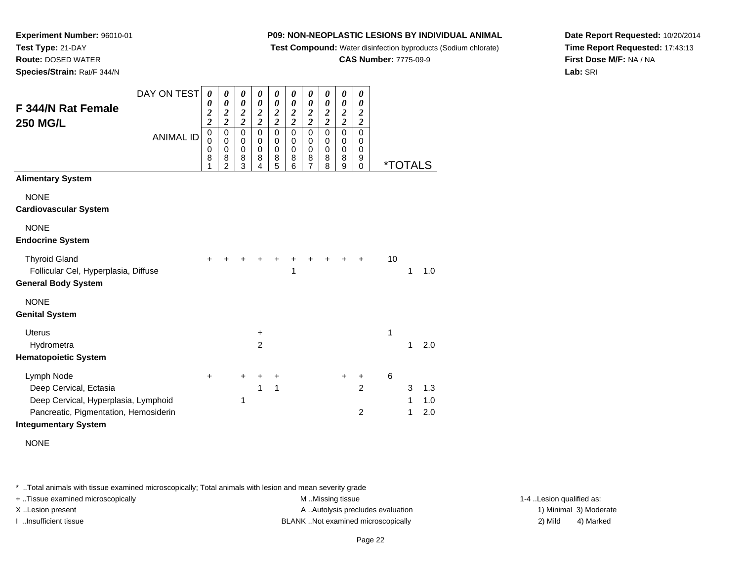**Experiment Number:** 96010-01
**Test Type:** 21-DAY
**Route:** DOSED WATER
**Species/Strain:** Rat/F 344/N

**P09: NON-NEOPLASTIC LESIONS BY INDIVIDUAL ANIMAL**
**Test Compound:** Water disinfection byproducts (Sodium chlorate)
**CAS Number:** 7775-09-9

**Date Report Requested:** 10/20/2014
**Time Report Requested:** 17:43:13
**First Dose M/F:** NA / NA
**Lab:** SRI

## F 344/N Rat Female 250 MG/L

| DAY ON TEST | 0022 | 0022 | 0022 | 0022 | 0022 | 0022 | 0022 | 0022 | 0022 | 0022 | *TOTALS | | |
|---|---|---|---|---|---|---|---|---|---|---|---|---|---|
| ANIMAL ID | 00081 | 00082 | 00083 | 00084 | 00085 | 00086 | 00087 | 00088 | 00089 | 00090 | | | |
| **Alimentary System** | | | | | | | | | | | | | |
| NONE | | | | | | | | | | | | | |
| **Cardiovascular System** | | | | | | | | | | | | | |
| NONE | | | | | | | | | | | | | |
| **Endocrine System** | | | | | | | | | | | | | |
| Thyroid Gland | + | + | + | + | + | + | + | + | + | + | 10 | | |
| Follicular Cel, Hyperplasia, Diffuse | | | | | | 1 | | | | | | 1 | 1.0 |
| **General Body System** | | | | | | | | | | | | | |
| NONE | | | | | | | | | | | | | |
| **Genital System** | | | | | | | | | | | | | |
| Uterus | | | | + | | | | | | | 1 | | |
| Hydrometra | | | | 2 | | | | | | | | 1 | 2.0 |
| **Hematopoietic System** | | | | | | | | | | | | | |
| Lymph Node | + | | + | + | + | | | | + | + | 6 | | |
| Deep Cervical, Ectasia | | | | 1 | 1 | | | | | 2 | | 3 | 1.3 |
| Deep Cervical, Hyperplasia, Lymphoid | | | 1 | | | | | | | | | 1 | 1.0 |
| Pancreatic, Pigmentation, Hemosiderin | | | | | | | | | | 2 | | 1 | 2.0 |
| **Integumentary System** | | | | | | | | | | | | | |
| NONE | | | | | | | | | | | | | |

* ..Total animals with tissue examined microscopically; Total animals with lesion and mean severity grade
+ ..Tissue examined microscopically
X ..Lesion present
I ..Insufficient tissue
M ..Missing tissue
A ..Autolysis precludes evaluation
BLANK ..Not examined microscopically
1-4 ..Lesion qualified as: 1) Minimal 2) Mild 3) Moderate 4) Marked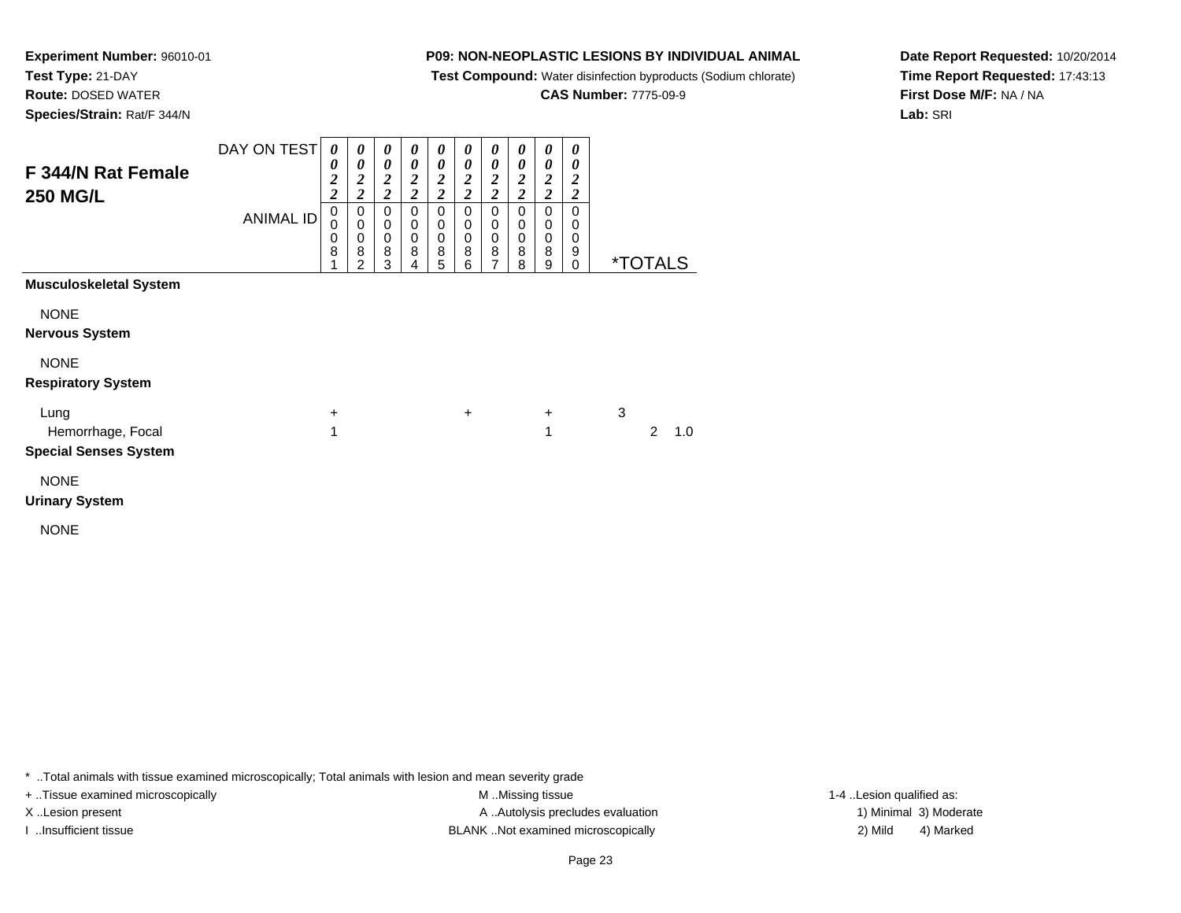**Experiment Number:** 96010-01
**Test Type:** 21-DAY
**Route:** DOSED WATER
**Species/Strain:** Rat/F 344/N

**P09: NON-NEOPLASTIC LESIONS BY INDIVIDUAL ANIMAL**
**Test Compound:** Water disinfection byproducts (Sodium chlorate)
**CAS Number:** 7775-09-9

**Date Report Requested:** 10/20/2014
**Time Report Requested:** 17:43:13
**First Dose M/F:** NA / NA
**Lab:** SRI

## F 344/N Rat Female 250 MG/L

| DAY ON TEST | 0022 | 0022 | 0022 | 0022 | 0022 | 0022 | 0022 | 0022 | 0022 | 0022 | | |
|---|---|---|---|---|---|---|---|---|---|---|---|---|
| ANIMAL ID | 00081 | 00082 | 00083 | 00084 | 00085 | 00086 | 00087 | 00088 | 00089 | 00090 | *TOTALS | |
| **Musculoskeletal System** | | | | | | | | | | | | |
| NONE | | | | | | | | | | | | |
| **Nervous System** | | | | | | | | | | | | |
| NONE | | | | | | | | | | | | |
| **Respiratory System** | | | | | | | | | | | | |
| Lung | + | | | | + | | | + | | | 3 | |
| Hemorrhage, Focal | 1 | | | | | | | 1 | | | 2 | 1.0 |
| **Special Senses System** | | | | | | | | | | | | |
| NONE | | | | | | | | | | | | |
| **Urinary System** | | | | | | | | | | | | |
| NONE | | | | | | | | | | | | |

* ..Total animals with tissue examined microscopically; Total animals with lesion and mean severity grade
+ ..Tissue examined microscopically
X ..Lesion present
I ..Insufficient tissue
M ..Missing tissue
A ..Autolysis precludes evaluation
BLANK ..Not examined microscopically
1-4 ..Lesion qualified as:
1) Minimal 3) Moderate
2) Mild 4) Marked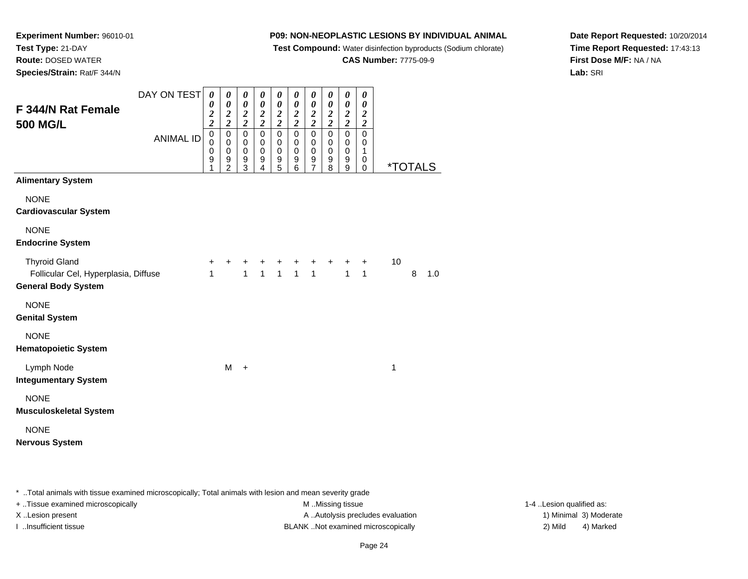**Experiment Number:** 96010-01
**Test Type:** 21-DAY
**Route:** DOSED WATER
**Species/Strain:** Rat/F 344/N

**P09: NON-NEOPLASTIC LESIONS BY INDIVIDUAL ANIMAL**
**Test Compound:** Water disinfection byproducts (Sodium chlorate)
**CAS Number:** 7775-09-9

**Date Report Requested:** 10/20/2014
**Time Report Requested:** 17:43:13
**First Dose M/F:** NA / NA
**Lab:** SRI

## F 344/N Rat Female 500 MG/L

| DAY ON TEST | 0022 | 0022 | 0022 | 0022 | 0022 | 0022 | 0022 | 0022 | 0022 | 0022 | | | |
|---|---|---|---|---|---|---|---|---|---|---|---|---|---|
| ANIMAL ID | 00091 | 00092 | 00093 | 00094 | 00095 | 00096 | 00097 | 00098 | 00099 | 00100 | *TOTALS | | |
| **Alimentary System** | | | | | | | | | | | | | |
| NONE | | | | | | | | | | | | | |
| **Cardiovascular System** | | | | | | | | | | | | | |
| NONE | | | | | | | | | | | | | |
| **Endocrine System** | | | | | | | | | | | | | |
| Thyroid Gland | + | + | + | + | + | + | + | + | + | + | 10 | | |
| Follicular Cel, Hyperplasia, Diffuse | 1 | | 1 | 1 | 1 | 1 | 1 | | 1 | 1 | | 8 | 1.0 |
| **General Body System** | | | | | | | | | | | | | |
| NONE | | | | | | | | | | | | | |
| **Genital System** | | | | | | | | | | | | | |
| NONE | | | | | | | | | | | | | |
| **Hematopoietic System** | | | | | | | | | | | | | |
| Lymph Node | | M | + | | | | | | | | 1 | | |
| **Integumentary System** | | | | | | | | | | | | | |
| NONE | | | | | | | | | | | | | |
| **Musculoskeletal System** | | | | | | | | | | | | | |
| NONE | | | | | | | | | | | | | |
| **Nervous System** | | | | | | | | | | | | | |

* ..Total animals with tissue examined microscopically; Total animals with lesion and mean severity grade

+ ..Tissue examined microscopically
X ..Lesion present
I ..Insufficient tissue

M ..Missing tissue
A ..Autolysis precludes evaluation
BLANK ..Not examined microscopically

1-4 ..Lesion qualified as:
1) Minimal 3) Moderate
2) Mild 4) Marked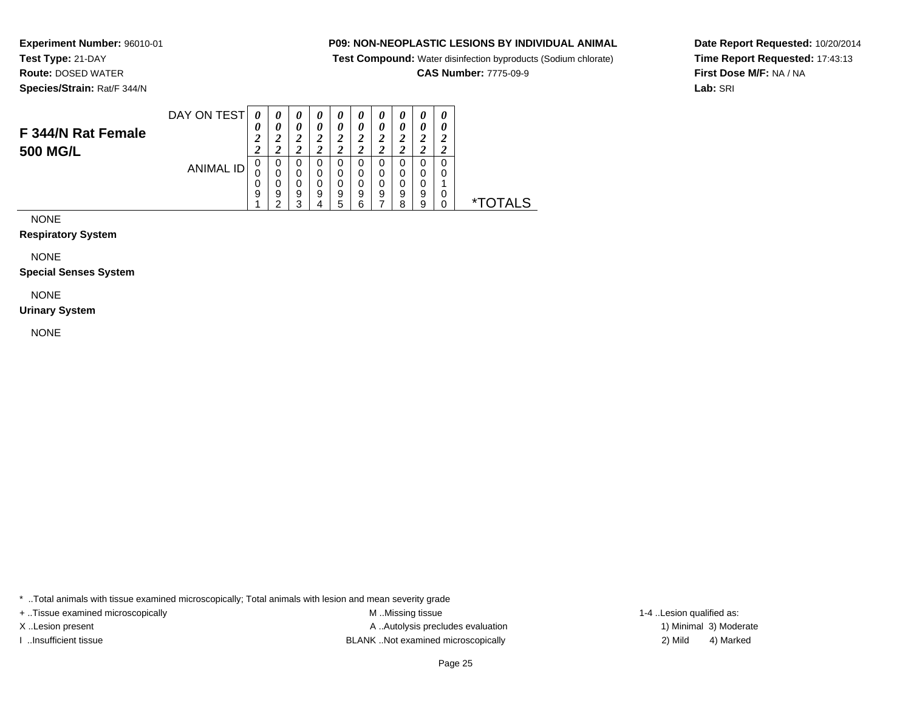**Experiment Number:** 96010-01
**Test Type:** 21-DAY
**Route:** DOSED WATER
**Species/Strain:** Rat/F 344/N

**P09: NON-NEOPLASTIC LESIONS BY INDIVIDUAL ANIMAL**
**Test Compound:** Water disinfection byproducts (Sodium chlorate)
**CAS Number:** 7775-09-9

**Date Report Requested:** 10/20/2014
**Time Report Requested:** 17:43:13
**First Dose M/F:** NA / NA
**Lab:** SRI

## F 344/N Rat Female 500 MG/L

| DAY ON TEST | 0022 | 0022 | 0022 | 0022 | 0022 | 0022 | 0022 | 0022 | 0022 | 0022 | |
|---|---|---|---|---|---|---|---|---|---|---|---|
| ANIMAL ID | 00091 | 00092 | 00093 | 00094 | 00095 | 00096 | 00097 | 00098 | 00099 | 00100 | *TOTALS |
| NONE | | | | | | | | | | | |
| **Respiratory System** | | | | | | | | | | | |
| NONE | | | | | | | | | | | |
| **Special Senses System** | | | | | | | | | | | |
| NONE | | | | | | | | | | | |
| **Urinary System** | | | | | | | | | | | |
| NONE | | | | | | | | | | | |

* ..Total animals with tissue examined microscopically; Total animals with lesion and mean severity grade

+ ..Tissue examined microscopically
X ..Lesion present
I ..Insufficient tissue

M ..Missing tissue
A ..Autolysis precludes evaluation
BLANK ..Not examined microscopically

1-4 ..Lesion qualified as:
1) Minimal 3) Moderate
2) Mild 4) Marked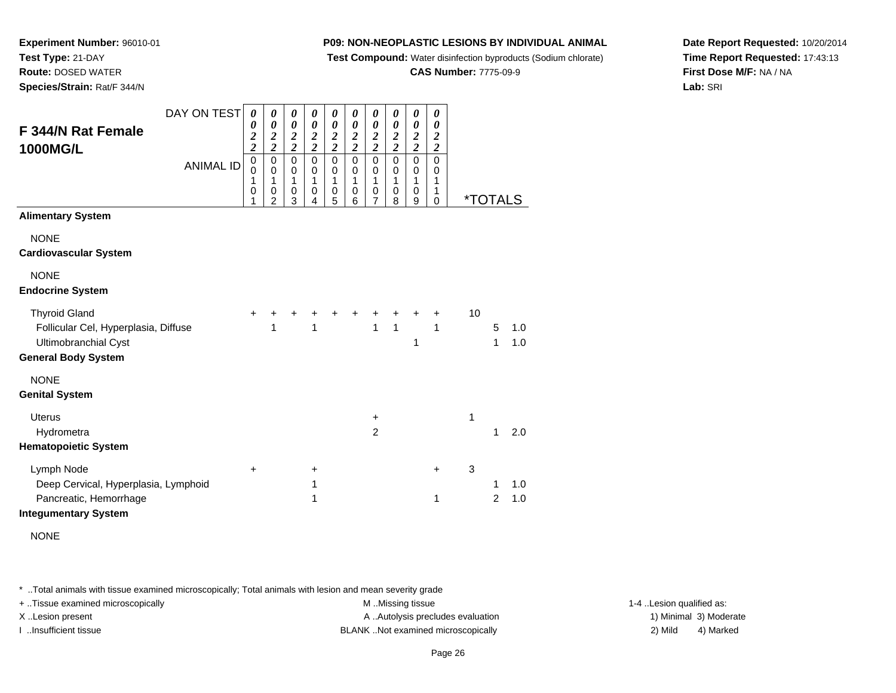**Experiment Number:** 96010-01
**Test Type:** 21-DAY
**Route:** DOSED WATER
**Species/Strain:** Rat/F 344/N

**P09: NON-NEOPLASTIC LESIONS BY INDIVIDUAL ANIMAL**
**Test Compound:** Water disinfection byproducts (Sodium chlorate)
**CAS Number:** 7775-09-9

**Date Report Requested:** 10/20/2014
**Time Report Requested:** 17:43:13
**First Dose M/F:** NA / NA
**Lab:** SRI

## F 344/N Rat Female 1000MG/L

| DAY ON TEST | 0022 | 0022 | 0022 | 0022 | 0022 | 0022 | 0022 | 0022 | 0022 | 0022 | *TOTALS | | |
|---|---|---|---|---|---|---|---|---|---|---|---|---|---|
| ANIMAL ID | 00101 | 00102 | 00103 | 00104 | 00105 | 00106 | 00107 | 00108 | 00109 | 00110 | | | |
| **Alimentary System** | | | | | | | | | | | | | |
| NONE | | | | | | | | | | | | | |
| **Cardiovascular System** | | | | | | | | | | | | | |
| NONE | | | | | | | | | | | | | |
| **Endocrine System** | | | | | | | | | | | | | |
| Thyroid Gland | + | + | + | + | + | + | + | + | + | + | 10 | | |
| Follicular Cel, Hyperplasia, Diffuse | | 1 | | 1 | | | 1 | 1 | | 1 | | 5 | 1.0 |
| Ultimobranchial Cyst | | | | | | | | | 1 | | | 1 | 1.0 |
| **General Body System** | | | | | | | | | | | | | |
| NONE | | | | | | | | | | | | | |
| **Genital System** | | | | | | | | | | | | | |
| Uterus | | | | | | | + | | | | 1 | | |
| Hydrometra | | | | | | | 2 | | | | | 1 | 2.0 |
| **Hematopoietic System** | | | | | | | | | | | | | |
| Lymph Node | + | | | + | | | | | | + | 3 | | |
| Deep Cervical, Hyperplasia, Lymphoid | | | | 1 | | | | | | | | 1 | 1.0 |
| Pancreatic, Hemorrhage | | | | 1 | | | | | | 1 | | 2 | 1.0 |
| **Integumentary System** | | | | | | | | | | | | | |
| NONE | | | | | | | | | | | | | |

\* ..Total animals with tissue examined microscopically; Total animals with lesion and mean severity grade
+ ..Tissue examined microscopically
X ..Lesion present
I ..Insufficient tissue
M ..Missing tissue
A ..Autolysis precludes evaluation
BLANK ..Not examined microscopically
1-4 ..Lesion qualified as: 1) Minimal 2) Mild 3) Moderate 4) Marked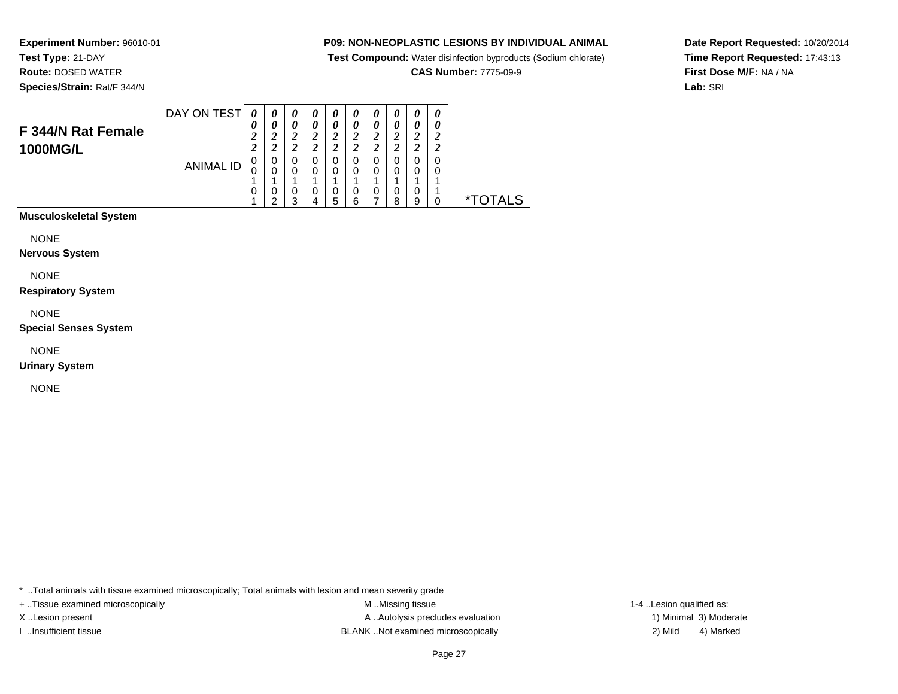**Experiment Number:** 96010-01
**Test Type:** 21-DAY
**Route:** DOSED WATER
**Species/Strain:** Rat/F 344/N

**P09: NON-NEOPLASTIC LESIONS BY INDIVIDUAL ANIMAL**
**Test Compound:** Water disinfection byproducts (Sodium chlorate)
**CAS Number:** 7775-09-9

**Date Report Requested:** 10/20/2014
**Time Report Requested:** 17:43:13
**First Dose M/F:** NA / NA
**Lab:** SRI

## F 344/N Rat Female 1000MG/L

| DAY ON TEST | 0022 | 0022 | 0022 | 0022 | 0022 | 0022 | 0022 | 0022 | 0022 | 0022 | |
|---|---|---|---|---|---|---|---|---|---|---|---|
| ANIMAL ID | 00101 | 00102 | 00103 | 00104 | 00105 | 00106 | 00107 | 00108 | 00109 | 00110 | *TOTALS |
| **Musculoskeletal System** | | | | | | | | | | | |
| NONE | | | | | | | | | | | |
| **Nervous System** | | | | | | | | | | | |
| NONE | | | | | | | | | | | |
| **Respiratory System** | | | | | | | | | | | |
| NONE | | | | | | | | | | | |
| **Special Senses System** | | | | | | | | | | | |
| NONE | | | | | | | | | | | |
| **Urinary System** | | | | | | | | | | | |
| NONE | | | | | | | | | | | |

* ..Total animals with tissue examined microscopically; Total animals with lesion and mean severity grade
+ ..Tissue examined microscopically
X ..Lesion present
I ..Insufficient tissue
M ..Missing tissue
A ..Autolysis precludes evaluation
BLANK ..Not examined microscopically
1-4 ..Lesion qualified as:
1) Minimal 3) Moderate
2) Mild 4) Marked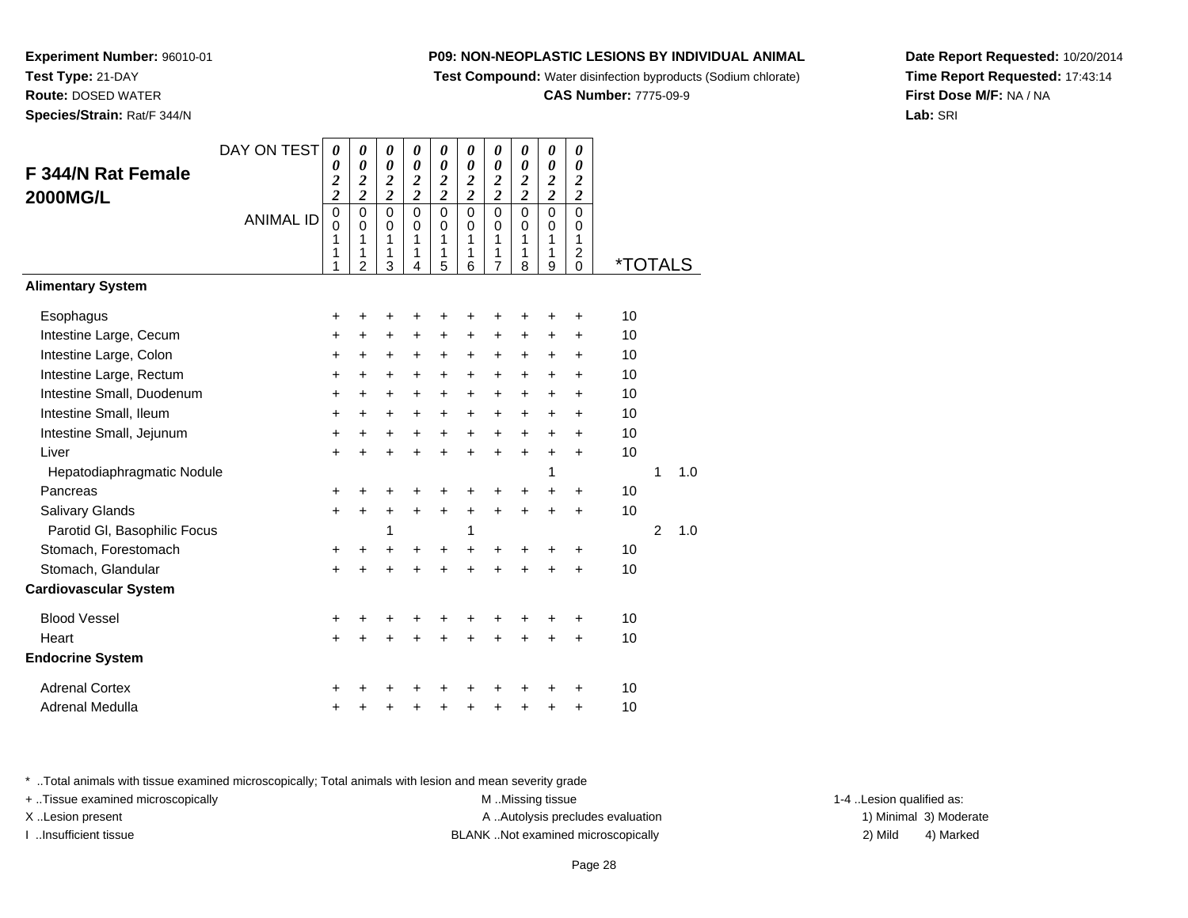**Experiment Number:** 96010-01
**Test Type:** 21-DAY
**Route:** DOSED WATER
**Species/Strain:** Rat/F 344/N

**P09: NON-NEOPLASTIC LESIONS BY INDIVIDUAL ANIMAL**
**Test Compound:** Water disinfection byproducts (Sodium chlorate)
**CAS Number:** 7775-09-9

**Date Report Requested:** 10/20/2014
**Time Report Requested:** 17:43:14
**First Dose M/F:** NA / NA
**Lab:** SRI

## F 344/N Rat Female 2000MG/L

| DAY ON TEST | 0022 | 0022 | 0022 | 0022 | 0022 | 0022 | 0022 | 0022 | 0022 | 0022 | | | |
|---|---|---|---|---|---|---|---|---|---|---|---|---|---|
| ANIMAL ID | 00111 | 00112 | 00113 | 00114 | 00115 | 00116 | 00117 | 00118 | 00119 | 00120 | *TOTALS | | |
| **Alimentary System** | | | | | | | | | | | | | |
| Esophagus | + | + | + | + | + | + | + | + | + | + | 10 | | |
| Intestine Large, Cecum | + | + | + | + | + | + | + | + | + | + | 10 | | |
| Intestine Large, Colon | + | + | + | + | + | + | + | + | + | + | 10 | | |
| Intestine Large, Rectum | + | + | + | + | + | + | + | + | + | + | 10 | | |
| Intestine Small, Duodenum | + | + | + | + | + | + | + | + | + | + | 10 | | |
| Intestine Small, Ileum | + | + | + | + | + | + | + | + | + | + | 10 | | |
| Intestine Small, Jejunum | + | + | + | + | + | + | + | + | + | + | 10 | | |
| Liver | + | + | + | + | + | + | + | + | + | + | 10 | | |
| Hepatodiaphragmatic Nodule | | | | | | | | | 1 | | | 1 | 1.0 |
| Pancreas | + | + | + | + | + | + | + | + | + | + | 10 | | |
| Salivary Glands | + | + | + | + | + | + | + | + | + | + | 10 | | |
| Parotid Gl, Basophilic Focus | | | 1 | | | 1 | | | | | | 2 | 1.0 |
| Stomach, Forestomach | + | + | + | + | + | + | + | + | + | + | 10 | | |
| Stomach, Glandular | + | + | + | + | + | + | + | + | + | + | 10 | | |
| **Cardiovascular System** | | | | | | | | | | | | | |
| Blood Vessel | + | + | + | + | + | + | + | + | + | + | 10 | | |
| Heart | + | + | + | + | + | + | + | + | + | + | 10 | | |
| **Endocrine System** | | | | | | | | | | | | | |
| Adrenal Cortex | + | + | + | + | + | + | + | + | + | + | 10 | | |
| Adrenal Medulla | + | + | + | + | + | + | + | + | + | + | 10 | | |

* ..Total animals with tissue examined microscopically; Total animals with lesion and mean severity grade
+ ..Tissue examined microscopically
X ..Lesion present
I ..Insufficient tissue

M ..Missing tissue
A ..Autolysis precludes evaluation
BLANK ..Not examined microscopically

1-4 ..Lesion qualified as:
1) Minimal 3) Moderate
2) Mild 4) Marked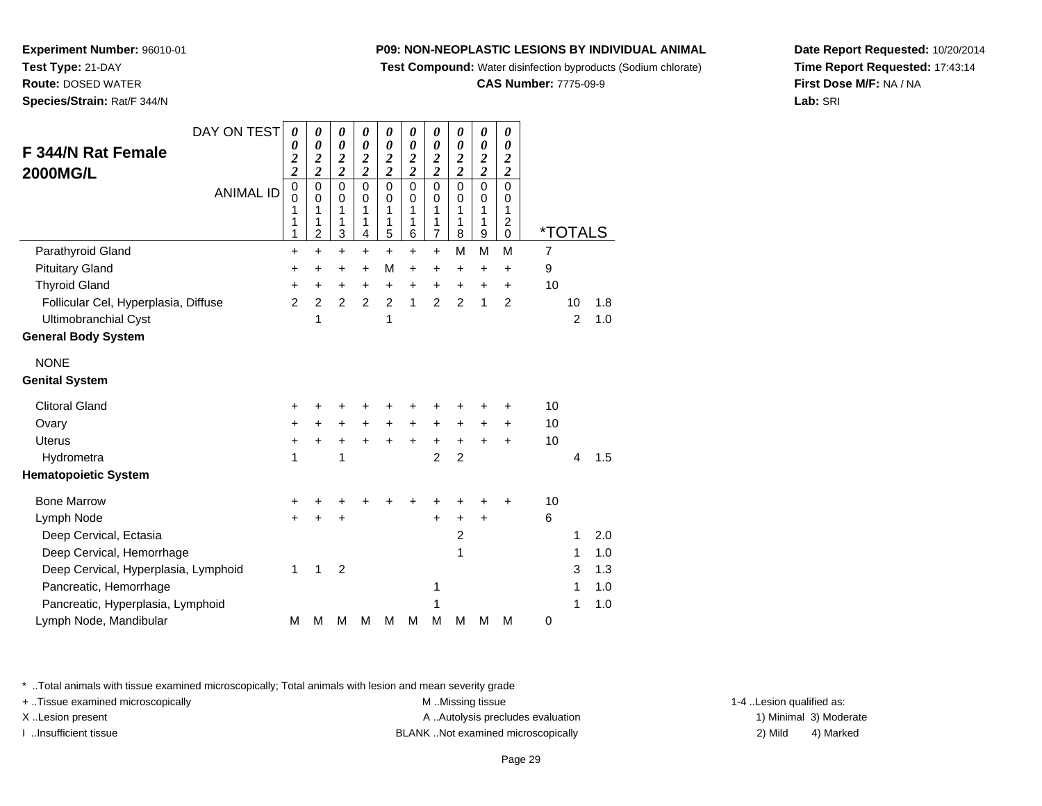**Experiment Number:** 96010-01
**Test Type:** 21-DAY
**Route:** DOSED WATER
**Species/Strain:** Rat/F 344/N

**P09: NON-NEOPLASTIC LESIONS BY INDIVIDUAL ANIMAL**
**Test Compound:** Water disinfection byproducts (Sodium chlorate)
**CAS Number:** 7775-09-9

**Date Report Requested:** 10/20/2014
**Time Report Requested:** 17:43:14
**First Dose M/F:** NA / NA
**Lab:** SRI

## F 344/N Rat Female 2000MG/L

| DAY ON TEST | 0022 | 0022 | 0022 | 0022 | 0022 | 0022 | 0022 | 0022 | 0022 | 0022 | *TOTALS | | |
|---|---|---|---|---|---|---|---|---|---|---|---|---|---|
| ANIMAL ID | 00111 | 00112 | 00113 | 00114 | 00115 | 00116 | 00117 | 00118 | 00119 | 00120 | | | |
| Parathyroid Gland | + | + | + | + | + | + | + | M | M | M | 7 | | |
| Pituitary Gland | + | + | + | + | M | + | + | + | + | + | 9 | | |
| Thyroid Gland | + | + | + | + | + | + | + | + | + | + | 10 | | |
| Follicular Cel, Hyperplasia, Diffuse | 2 | 2 | 2 | 2 | 2 | 1 | 2 | 2 | 1 | 2 | | 10 | 1.8 |
| Ultimobranchial Cyst | | 1 | | | 1 | | | | | | | 2 | 1.0 |
| **General Body System** | | | | | | | | | | | | | |
| NONE | | | | | | | | | | | | | |
| **Genital System** | | | | | | | | | | | | | |
| Clitoral Gland | + | + | + | + | + | + | + | + | + | + | 10 | | |
| Ovary | + | + | + | + | + | + | + | + | + | + | 10 | | |
| Uterus | + | + | + | + | + | + | + | + | + | + | 10 | | |
| Hydrometra | 1 | | 1 | | | | 2 | 2 | | | | 4 | 1.5 |
| **Hematopoietic System** | | | | | | | | | | | | | |
| Bone Marrow | + | + | + | + | + | + | + | + | + | + | 10 | | |
| Lymph Node | + | + | + | | | | + | + | + | | 6 | | |
| Deep Cervical, Ectasia | | | | | | | | 2 | | | | 1 | 2.0 |
| Deep Cervical, Hemorrhage | | | | | | | | 1 | | | | 1 | 1.0 |
| Deep Cervical, Hyperplasia, Lymphoid | 1 | 1 | 2 | | | | | | | | | 3 | 1.3 |
| Pancreatic, Hemorrhage | | | | | | | 1 | | | | | 1 | 1.0 |
| Pancreatic, Hyperplasia, Lymphoid | | | | | | | 1 | | | | | 1 | 1.0 |
| Lymph Node, Mandibular | M | M | M | M | M | M | M | M | M | M | 0 | | |

\* ..Total animals with tissue examined microscopically; Total animals with lesion and mean severity grade
+ ..Tissue examined microscopically
X ..Lesion present
I ..Insufficient tissue
M ..Missing tissue
A ..Autolysis precludes evaluation
BLANK ..Not examined microscopically
1-4 ..Lesion qualified as:
1) Minimal 2) Mild 3) Moderate 4) Marked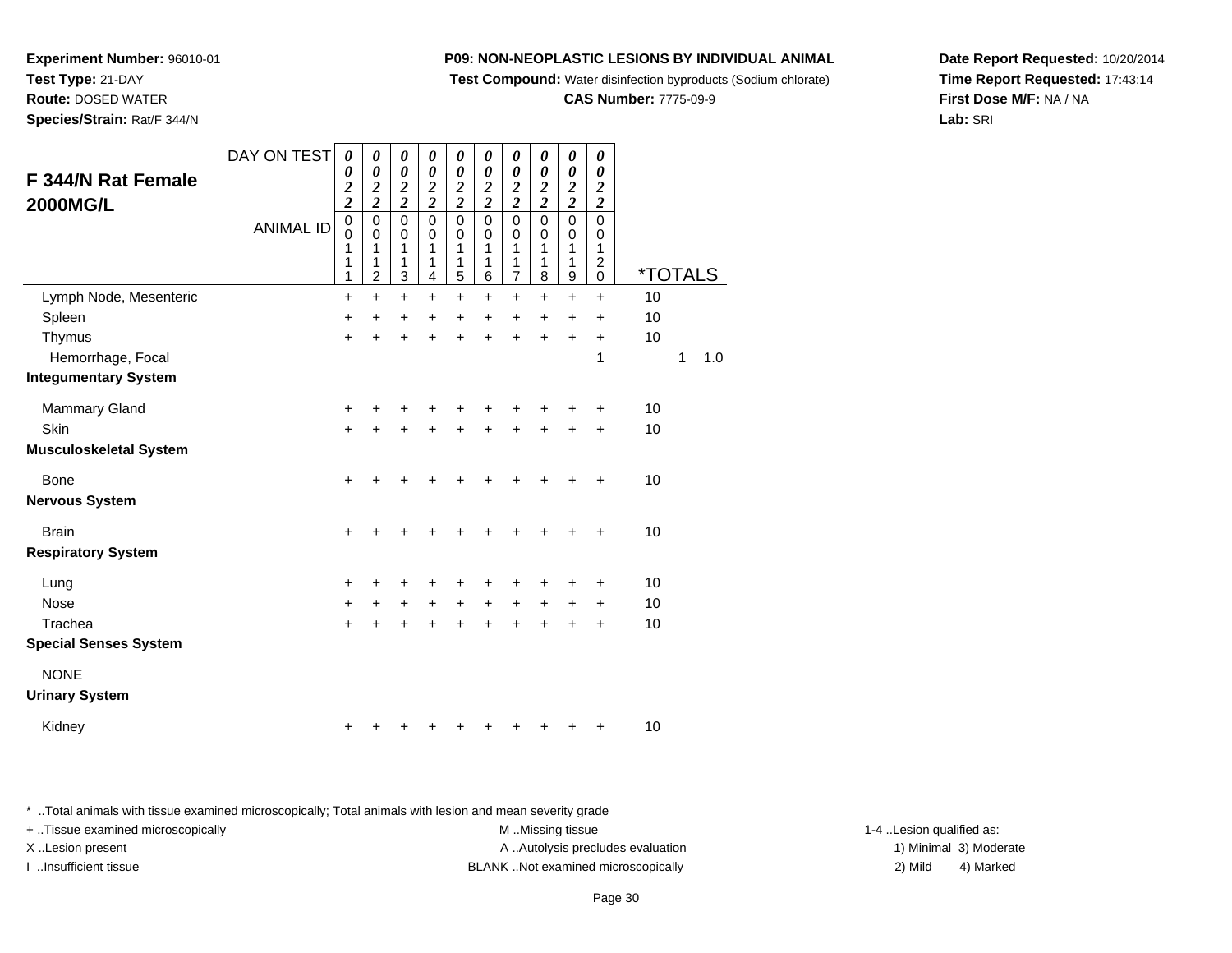**Experiment Number:** 96010-01
**Test Type:** 21-DAY
**Route:** DOSED WATER
**Species/Strain:** Rat/F 344/N

**P09: NON-NEOPLASTIC LESIONS BY INDIVIDUAL ANIMAL**
**Test Compound:** Water disinfection byproducts (Sodium chlorate)
**CAS Number:** 7775-09-9

**Date Report Requested:** 10/20/2014
**Time Report Requested:** 17:43:14
**First Dose M/F:** NA / NA
**Lab:** SRI

## F 344/N Rat Female 2000MG/L

| DAY ON TEST | 0022 | 0022 | 0022 | 0022 | 0022 | 0022 | 0022 | 0022 | 0022 | 0022 | |
|---|---|---|---|---|---|---|---|---|---|---|---|
| ANIMAL ID | 00111 | 00112 | 00113 | 00114 | 00115 | 00116 | 00117 | 00118 | 00119 | 00120 | *TOTALS |
| Lymph Node, Mesenteric | + | + | + | + | + | + | + | + | + | + | 10 |
| Spleen | + | + | + | + | + | + | + | + | + | + | 10 |
| Thymus | + | + | + | + | + | + | + | + | + | + | 10 |
| Hemorrhage, Focal | | | | | | | | | | 1 | 1 1.0 |
| **Integumentary System** | | | | | | | | | | | |
| Mammary Gland | + | + | + | + | + | + | + | + | + | + | 10 |
| Skin | + | + | + | + | + | + | + | + | + | + | 10 |
| **Musculoskeletal System** | | | | | | | | | | | |
| Bone | + | + | + | + | + | + | + | + | + | + | 10 |
| **Nervous System** | | | | | | | | | | | |
| Brain | + | + | + | + | + | + | + | + | + | + | 10 |
| **Respiratory System** | | | | | | | | | | | |
| Lung | + | + | + | + | + | + | + | + | + | + | 10 |
| Nose | + | + | + | + | + | + | + | + | + | + | 10 |
| Trachea | + | + | + | + | + | + | + | + | + | + | 10 |
| **Special Senses System** | | | | | | | | | | | |
| NONE | | | | | | | | | | | |
| **Urinary System** | | | | | | | | | | | |
| Kidney | + | + | + | + | + | + | + | + | + | + | 10 |

\* ..Total animals with tissue examined microscopically; Total animals with lesion and mean severity grade
+ ..Tissue examined microscopically
X ..Lesion present
I ..Insufficient tissue

M ..Missing tissue
A ..Autolysis precludes evaluation
BLANK ..Not examined microscopically

1-4 ..Lesion qualified as:
1) Minimal 3) Moderate
2) Mild 4) Marked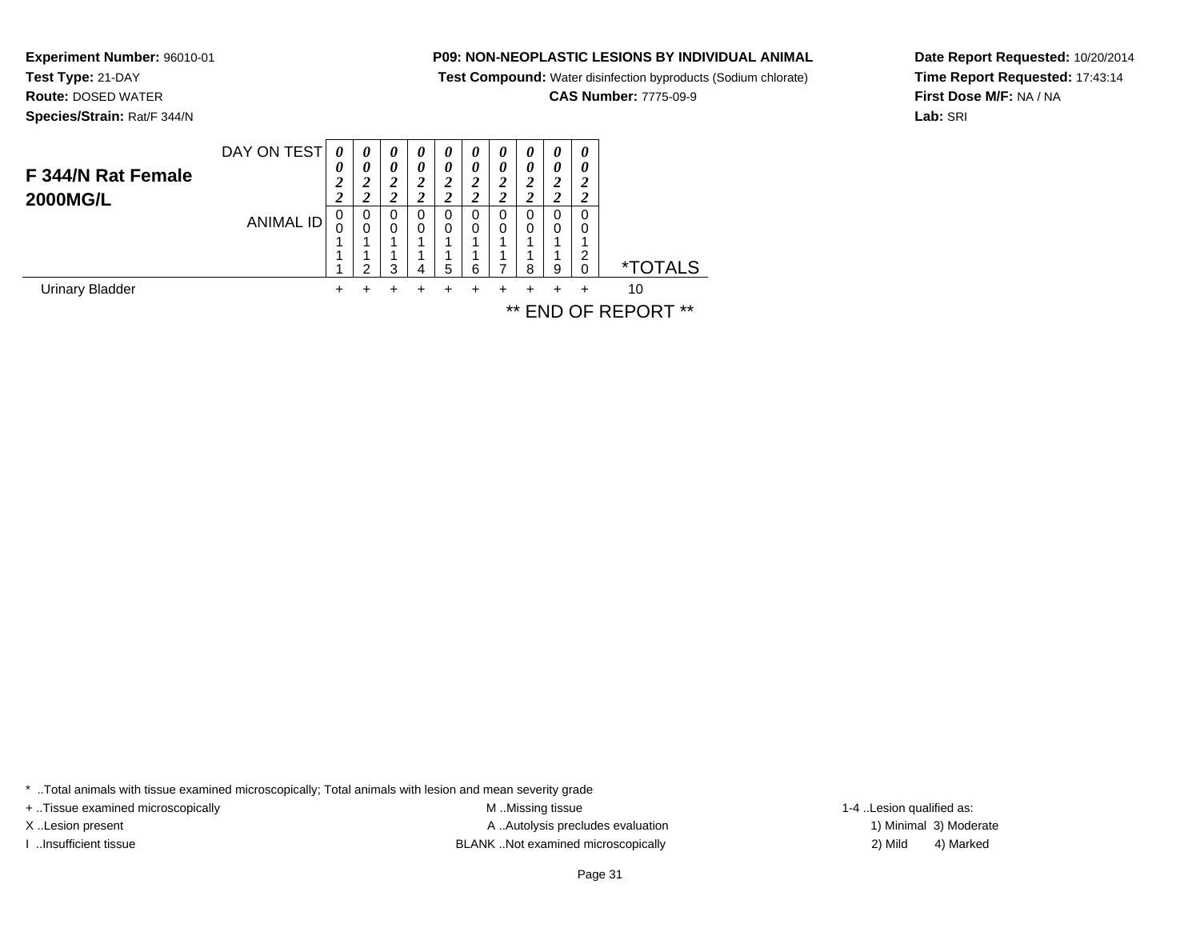**Experiment Number:** 96010-01
**Test Type:** 21-DAY
**Route:** DOSED WATER
**Species/Strain:** Rat/F 344/N

**P09: NON-NEOPLASTIC LESIONS BY INDIVIDUAL ANIMAL**
**Test Compound:** Water disinfection byproducts (Sodium chlorate)
**CAS Number:** 7775-09-9

**Date Report Requested:** 10/20/2014
**Time Report Requested:** 17:43:14
**First Dose M/F:** NA / NA
**Lab:** SRI

## F 344/N Rat Female 2000MG/L

| | | | | | | | | | | | |
|---|---|---|---|---|---|---|---|---|---|---|---|
| DAY ON TEST | 0022 | 0022 | 0022 | 0022 | 0022 | 0022 | 0022 | 0022 | 0022 | 0022 | |
| ANIMAL ID | 00111 | 00112 | 00113 | 00114 | 00115 | 00116 | 00117 | 00118 | 00119 | 00120 | *TOTALS |
| Urinary Bladder | + | + | + | + | + | + | + | + | + | + | 10 |

** END OF REPORT **

* ..Total animals with tissue examined microscopically; Total animals with lesion and mean severity grade
+ ..Tissue examined microscopically
X ..Lesion present
I ..Insufficient tissue
M ..Missing tissue
A ..Autolysis precludes evaluation
BLANK ..Not examined microscopically
1-4 ..Lesion qualified as:
1) Minimal 3) Moderate
2) Mild 4) Marked